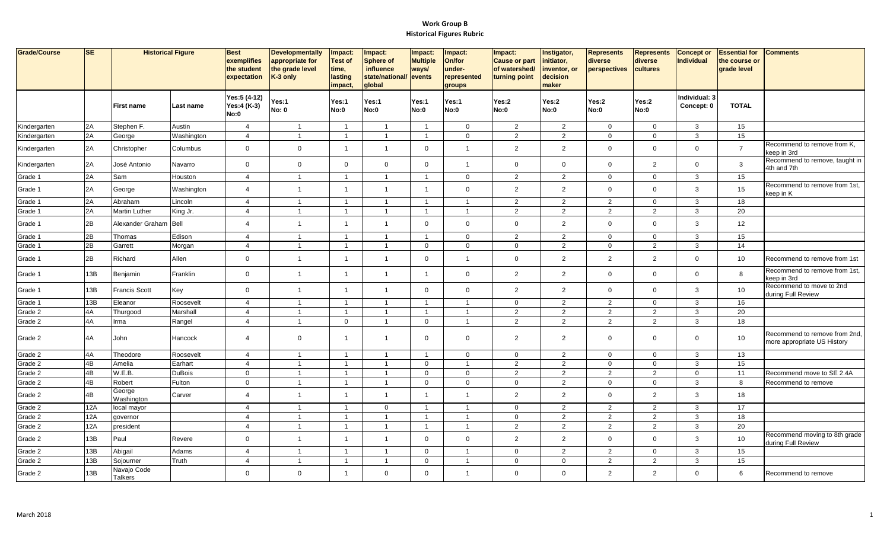# Work Group B

## Historical Figures Rubric

| Grade/Course | SE | Historical Figure | | Best exemplifies the student expectation | Developmentally appropriate for the grade level K-3 only | Impact: Test of time, lasting impact, | Impact: Sphere of influence state/national/ global | Impact: Multiple ways/ events | Impact: On/for under-represented groups | Impact: Cause or part of watershed/ turning point | Instigator, initiator, inventor, or decision maker | Represents diverse perspectives | Represents diverse cultures | Concept or Individual | Essential for the course or grade level | Comments |
|---|---|---|---|---|---|---|---|---|---|---|---|---|---|---|---|---|
| | | First name | Last name | Yes:5 (4-12) Yes:4 (K-3) No:0 | Yes:1 No: 0 | Yes:1 No:0 | Yes:1 No:0 | Yes:1 No:0 | Yes:1 No:0 | Yes:2 No:0 | Yes:2 No:0 | Yes:2 No:0 | Yes:2 No:0 | Individual: 3 Concept: 0 | TOTAL | |
| Kindergarten | 2A | Stephen F. | Austin | 4 | 1 | 1 | 1 | 1 | 0 | 2 | 2 | 0 | 0 | 3 | 15 | |
| Kindergarten | 2A | George | Washington | 4 | 1 | 1 | 1 | 1 | 0 | 2 | 2 | 0 | 0 | 3 | 15 | |
| Kindergarten | 2A | Christopher | Columbus | 0 | 0 | 1 | 1 | 0 | 1 | 2 | 2 | 0 | 0 | 0 | 7 | Recommend to remove from K, keep in 3rd |
| Kindergarten | 2A | José Antonio | Navarro | 0 | 0 | 0 | 0 | 0 | 1 | 0 | 0 | 0 | 2 | 0 | 3 | Recommend to remove, taught in 4th and 7th |
| Grade 1 | 2A | Sam | Houston | 4 | 1 | 1 | 1 | 1 | 0 | 2 | 2 | 0 | 0 | 3 | 15 | |
| Grade 1 | 2A | George | Washington | 4 | 1 | 1 | 1 | 1 | 0 | 2 | 2 | 0 | 0 | 3 | 15 | Recommend to remove from 1st, keep in K |
| Grade 1 | 2A | Abraham | Lincoln | 4 | 1 | 1 | 1 | 1 | 1 | 2 | 2 | 2 | 0 | 3 | 18 | |
| Grade 1 | 2A | Martin Luther | King Jr. | 4 | 1 | 1 | 1 | 1 | 1 | 2 | 2 | 2 | 2 | 3 | 20 | |
| Grade 1 | 2B | Alexander Graham | Bell | 4 | 1 | 1 | 1 | 0 | 0 | 0 | 2 | 0 | 0 | 3 | 12 | |
| Grade 1 | 2B | Thomas | Edison | 4 | 1 | 1 | 1 | 1 | 0 | 2 | 2 | 0 | 0 | 3 | 15 | |
| Grade 1 | 2B | Garrett | Morgan | 4 | 1 | 1 | 1 | 0 | 0 | 0 | 2 | 0 | 2 | 3 | 14 | |
| Grade 1 | 2B | Richard | Allen | 0 | 1 | 1 | 1 | 0 | 1 | 0 | 2 | 2 | 2 | 0 | 10 | Recommend to remove from 1st |
| Grade 1 | 13B | Benjamin | Franklin | 0 | 1 | 1 | 1 | 1 | 0 | 2 | 2 | 0 | 0 | 0 | 8 | Recommend to remove from 1st, keep in 3rd |
| Grade 1 | 13B | Francis Scott | Key | 0 | 1 | 1 | 1 | 0 | 0 | 2 | 2 | 0 | 0 | 3 | 10 | Recommend to move to 2nd during Full Review |
| Grade 1 | 13B | Eleanor | Roosevelt | 4 | 1 | 1 | 1 | 1 | 1 | 0 | 2 | 2 | 0 | 3 | 16 | |
| Grade 2 | 4A | Thurgood | Marshall | 4 | 1 | 1 | 1 | 1 | 1 | 2 | 2 | 2 | 2 | 3 | 20 | |
| Grade 2 | 4A | Irma | Rangel | 4 | 1 | 0 | 1 | 0 | 1 | 2 | 2 | 2 | 2 | 3 | 18 | |
| Grade 2 | 4A | John | Hancock | 4 | 0 | 1 | 1 | 0 | 0 | 2 | 2 | 0 | 0 | 0 | 10 | Recommend to remove from 2nd, more appropriate US History |
| Grade 2 | 4A | Theodore | Roosevelt | 4 | 1 | 1 | 1 | 1 | 0 | 0 | 2 | 0 | 0 | 3 | 13 | |
| Grade 2 | 4B | Amelia | Earhart | 4 | 1 | 1 | 1 | 0 | 1 | 2 | 2 | 0 | 0 | 3 | 15 | |
| Grade 2 | 4B | W.E.B. | DuBois | 0 | 1 | 1 | 1 | 0 | 0 | 2 | 2 | 2 | 2 | 0 | 11 | Recommend move to SE 2.4A |
| Grade 2 | 4B | Robert | Fulton | 0 | 1 | 1 | 1 | 0 | 0 | 0 | 2 | 0 | 0 | 3 | 8 | Recommend to remove |
| Grade 2 | 4B | George Washington | Carver | 4 | 1 | 1 | 1 | 1 | 1 | 2 | 2 | 0 | 2 | 3 | 18 | |
| Grade 2 | 12A | local mayor | | 4 | 1 | 1 | 0 | 1 | 1 | 0 | 2 | 2 | 2 | 3 | 17 | |
| Grade 2 | 12A | governor | | 4 | 1 | 1 | 1 | 1 | 1 | 0 | 2 | 2 | 2 | 3 | 18 | |
| Grade 2 | 12A | president | | 4 | 1 | 1 | 1 | 1 | 1 | 2 | 2 | 2 | 2 | 3 | 20 | |
| Grade 2 | 13B | Paul | Revere | 0 | 1 | 1 | 1 | 0 | 0 | 2 | 2 | 0 | 0 | 3 | 10 | Recommend moving to 8th grade during Full Review |
| Grade 2 | 13B | Abigail | Adams | 4 | 1 | 1 | 1 | 0 | 1 | 0 | 2 | 2 | 0 | 3 | 15 | |
| Grade 2 | 13B | Sojourner | Truth | 4 | 1 | 1 | 1 | 0 | 1 | 0 | 0 | 2 | 2 | 3 | 15 | |
| Grade 2 | 13B | Navajo Code Talkers | | 0 | 0 | 1 | 0 | 0 | 1 | 0 | 0 | 2 | 2 | 0 | 6 | Recommend to remove |

March 2018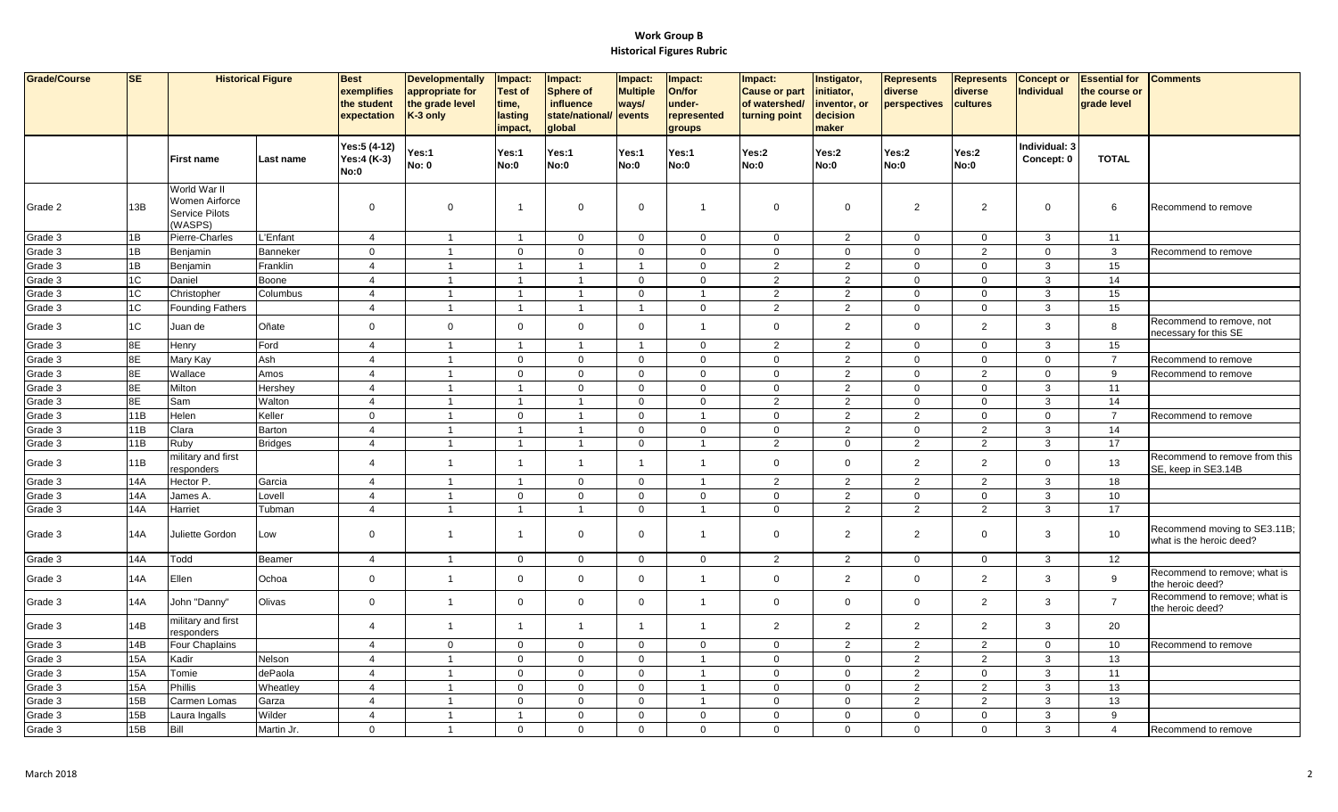# Work Group B
## Historical Figures Rubric

| Grade/Course | SE | Historical Figure | | Best exemplifies the student expectation | Developmentally appropriate for the grade level K-3 only | Impact: Test of time, lasting impact, | Impact: Sphere of influence state/national/ global | Impact: Multiple ways/ events | Impact: On/for under-represented groups | Impact: Cause or part of watershed/ turning point | Instigator, initiator, inventor, or decision maker | Represents diverse perspectives | Represents diverse cultures | Concept or Individual | Essential for the course or grade level | Comments |
|---|---|---|---|---|---|---|---|---|---|---|---|---|---|---|---|---|
| | | First name | Last name | Yes:5 (4-12) Yes:4 (K-3) No:0 | Yes:1 No: 0 | Yes:1 No:0 | Yes:1 No:0 | Yes:1 No:0 | Yes:1 No:0 | Yes:2 No:0 | Yes:2 No:0 | Yes:2 No:0 | Yes:2 No:0 | Individual: 3 Concept: 0 | TOTAL | |
| Grade 2 | 13B | World War II Women Airforce Service Pilots (WASPS) | | 0 | 0 | 1 | 0 | 0 | 1 | 0 | 0 | 2 | 2 | 0 | 6 | Recommend to remove |
| Grade 3 | 1B | Pierre-Charles | L'Enfant | 4 | 1 | 1 | 0 | 0 | 0 | 0 | 2 | 0 | 0 | 3 | 11 | |
| Grade 3 | 1B | Benjamin | Banneker | 0 | 1 | 0 | 0 | 0 | 0 | 0 | 0 | 0 | 2 | 0 | 3 | Recommend to remove |
| Grade 3 | 1B | Benjamin | Franklin | 4 | 1 | 1 | 1 | 1 | 0 | 2 | 2 | 0 | 0 | 3 | 15 | |
| Grade 3 | 1C | Daniel | Boone | 4 | 1 | 1 | 1 | 0 | 0 | 2 | 2 | 0 | 0 | 3 | 14 | |
| Grade 3 | 1C | Christopher | Columbus | 4 | 1 | 1 | 1 | 0 | 1 | 2 | 2 | 0 | 0 | 3 | 15 | |
| Grade 3 | 1C | Founding Fathers | | 4 | 1 | 1 | 1 | 1 | 0 | 2 | 2 | 0 | 0 | 3 | 15 | |
| Grade 3 | 1C | Juan de | Oñate | 0 | 0 | 0 | 0 | 0 | 1 | 0 | 2 | 0 | 2 | 3 | 8 | Recommend to remove, not necessary for this SE |
| Grade 3 | 8E | Henry | Ford | 4 | 1 | 1 | 1 | 1 | 0 | 2 | 2 | 0 | 0 | 3 | 15 | |
| Grade 3 | 8E | Mary Kay | Ash | 4 | 1 | 0 | 0 | 0 | 0 | 0 | 2 | 0 | 0 | 0 | 7 | Recommend to remove |
| Grade 3 | 8E | Wallace | Amos | 4 | 1 | 0 | 0 | 0 | 0 | 0 | 2 | 0 | 2 | 0 | 9 | Recommend to remove |
| Grade 3 | 8E | Milton | Hershey | 4 | 1 | 1 | 0 | 0 | 0 | 0 | 2 | 0 | 0 | 3 | 11 | |
| Grade 3 | 8E | Sam | Walton | 4 | 1 | 1 | 1 | 0 | 0 | 2 | 2 | 0 | 0 | 3 | 14 | |
| Grade 3 | 11B | Helen | Keller | 0 | 1 | 0 | 1 | 0 | 1 | 0 | 2 | 2 | 0 | 0 | 7 | Recommend to remove |
| Grade 3 | 11B | Clara | Barton | 4 | 1 | 1 | 1 | 0 | 0 | 0 | 2 | 0 | 2 | 3 | 14 | |
| Grade 3 | 11B | Ruby | Bridges | 4 | 1 | 1 | 1 | 0 | 1 | 2 | 0 | 2 | 2 | 3 | 17 | |
| Grade 3 | 11B | military and first responders | | 4 | 1 | 1 | 1 | 1 | 1 | 0 | 0 | 2 | 2 | 0 | 13 | Recommend to remove from this SE, keep in SE3.14B |
| Grade 3 | 14A | Hector P. | Garcia | 4 | 1 | 1 | 0 | 0 | 1 | 2 | 2 | 2 | 2 | 3 | 18 | |
| Grade 3 | 14A | James A. | Lovell | 4 | 1 | 0 | 0 | 0 | 0 | 0 | 2 | 0 | 0 | 3 | 10 | |
| Grade 3 | 14A | Harriet | Tubman | 4 | 1 | 1 | 1 | 0 | 1 | 0 | 2 | 2 | 2 | 3 | 17 | |
| Grade 3 | 14A | Juliette Gordon | Low | 0 | 1 | 1 | 0 | 0 | 1 | 0 | 2 | 2 | 0 | 3 | 10 | Recommend moving to SE3.11B; what is the heroic deed? |
| Grade 3 | 14A | Todd | Beamer | 4 | 1 | 0 | 0 | 0 | 0 | 2 | 2 | 0 | 0 | 3 | 12 | |
| Grade 3 | 14A | Ellen | Ochoa | 0 | 1 | 0 | 0 | 0 | 1 | 0 | 2 | 0 | 2 | 3 | 9 | Recommend to remove; what is the heroic deed? |
| Grade 3 | 14A | John "Danny" | Olivas | 0 | 1 | 0 | 0 | 0 | 1 | 0 | 0 | 0 | 2 | 3 | 7 | Recommend to remove; what is the heroic deed? |
| Grade 3 | 14B | military and first responders | | 4 | 1 | 1 | 1 | 1 | 1 | 2 | 2 | 2 | 2 | 3 | 20 | |
| Grade 3 | 14B | Four Chaplains | | 4 | 0 | 0 | 0 | 0 | 0 | 0 | 2 | 2 | 2 | 0 | 10 | Recommend to remove |
| Grade 3 | 15A | Kadir | Nelson | 4 | 1 | 0 | 0 | 0 | 1 | 0 | 0 | 2 | 2 | 3 | 13 | |
| Grade 3 | 15A | Tomie | dePaola | 4 | 1 | 0 | 0 | 0 | 1 | 0 | 0 | 2 | 0 | 3 | 11 | |
| Grade 3 | 15A | Phillis | Wheatley | 4 | 1 | 0 | 0 | 0 | 1 | 0 | 0 | 2 | 2 | 3 | 13 | |
| Grade 3 | 15B | Carmen Lomas | Garza | 4 | 1 | 0 | 0 | 0 | 1 | 0 | 0 | 2 | 2 | 3 | 13 | |
| Grade 3 | 15B | Laura Ingalls | Wilder | 4 | 1 | 1 | 0 | 0 | 0 | 0 | 0 | 0 | 0 | 3 | 9 | |
| Grade 3 | 15B | Bill | Martin Jr. | 0 | 1 | 0 | 0 | 0 | 0 | 0 | 0 | 0 | 0 | 3 | 4 | Recommend to remove |

March 2018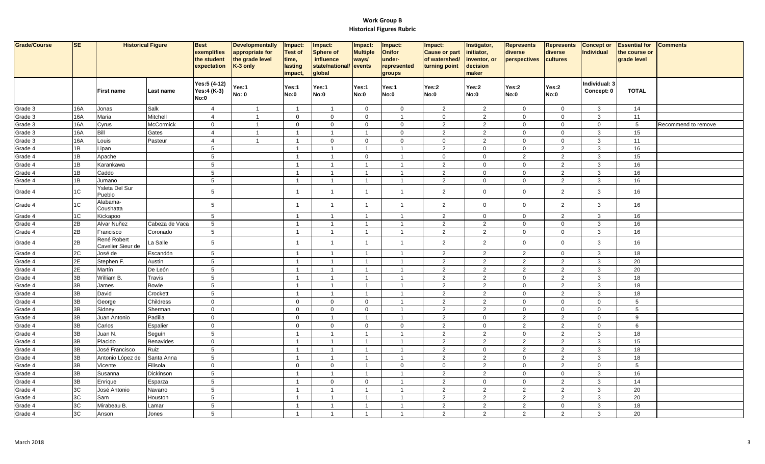# Work Group B
## Historical Figures Rubric

| Grade/Course | SE | Historical Figure | | Best exemplifies the student expectation | Developmentally appropriate for the grade level K-3 only | Impact: Test of time, lasting impact, | Impact: Sphere of influence state/national/ global | Impact: Multiple ways/ events | Impact: On/for under-represented groups | Impact: Cause or part of watershed/ turning point | Instigator, initiator, inventor, or decision maker | Represents diverse perspectives | Represents diverse cultures | Concept or Individual | Essential for the course or grade level | Comments |
|---|---|---|---|---|---|---|---|---|---|---|---|---|---|---|---|---|
| | | First name | Last name | Yes:5 (4-12) Yes:4 (K-3) No:0 | Yes:1 No: 0 | Yes:1 No:0 | Yes:1 No:0 | Yes:1 No:0 | Yes:1 No:0 | Yes:2 No:0 | Yes:2 No:0 | Yes:2 No:0 | Yes:2 No:0 | Individual: 3 Concept: 0 | TOTAL | |
| Grade 3 | 16A | Jonas | Salk | 4 | 1 | 1 | 1 | 0 | 0 | 2 | 2 | 0 | 0 | 3 | 14 | |
| Grade 3 | 16A | Maria | Mitchell | 4 | 1 | 0 | 0 | 0 | 1 | 0 | 2 | 0 | 0 | 3 | 11 | |
| Grade 3 | 16A | Cyrus | McCormick | 0 | 1 | 0 | 0 | 0 | 0 | 2 | 2 | 0 | 0 | 0 | 5 | Recommend to remove |
| Grade 3 | 16A | Bill | Gates | 4 | 1 | 1 | 1 | 1 | 0 | 2 | 2 | 0 | 0 | 3 | 15 | |
| Grade 3 | 16A | Louis | Pasteur | 4 | 1 | 1 | 0 | 0 | 0 | 0 | 2 | 0 | 0 | 3 | 11 | |
| Grade 4 | 1B | Lipan | | 5 | | 1 | 1 | 1 | 1 | 2 | 0 | 0 | 2 | 3 | 16 | |
| Grade 4 | 1B | Apache | | 5 | | 1 | 1 | 0 | 1 | 0 | 0 | 2 | 2 | 3 | 15 | |
| Grade 4 | 1B | Karankawa | | 5 | | 1 | 1 | 1 | 1 | 2 | 0 | 0 | 2 | 3 | 16 | |
| Grade 4 | 1B | Caddo | | 5 | | 1 | 1 | 1 | 1 | 2 | 0 | 0 | 2 | 3 | 16 | |
| Grade 4 | 1B | Jumano | | 5 | | 1 | 1 | 1 | 1 | 2 | 0 | 0 | 2 | 3 | 16 | |
| Grade 4 | 1C | Ysleta Del Sur Pueblo | | 5 | | 1 | 1 | 1 | 1 | 2 | 0 | 0 | 2 | 3 | 16 | |
| Grade 4 | 1C | Alabama-Coushatta | | 5 | | 1 | 1 | 1 | 1 | 2 | 0 | 0 | 2 | 3 | 16 | |
| Grade 4 | 1C | Kickapoo | | 5 | | 1 | 1 | 1 | 1 | 2 | 0 | 0 | 2 | 3 | 16 | |
| Grade 4 | 2B | Alvar Nuñez | Cabeza de Vaca | 5 | | 1 | 1 | 1 | 1 | 2 | 2 | 0 | 0 | 3 | 16 | |
| Grade 4 | 2B | Francisco | Coronado | 5 | | 1 | 1 | 1 | 1 | 2 | 2 | 0 | 0 | 3 | 16 | |
| Grade 4 | 2B | René Robert Cavelier Sieur de | La Salle | 5 | | 1 | 1 | 1 | 1 | 2 | 2 | 0 | 0 | 3 | 16 | |
| Grade 4 | 2C | José de | Escandón | 5 | | 1 | 1 | 1 | 1 | 2 | 2 | 2 | 0 | 3 | 18 | |
| Grade 4 | 2E | Stephen F. | Austin | 5 | | 1 | 1 | 1 | 1 | 2 | 2 | 2 | 2 | 3 | 20 | |
| Grade 4 | 2E | Martín | De León | 5 | | 1 | 1 | 1 | 1 | 2 | 2 | 2 | 2 | 3 | 20 | |
| Grade 4 | 3B | William B. | Travis | 5 | | 1 | 1 | 1 | 1 | 2 | 2 | 0 | 2 | 3 | 18 | |
| Grade 4 | 3B | James | Bowie | 5 | | 1 | 1 | 1 | 1 | 2 | 2 | 0 | 2 | 3 | 18 | |
| Grade 4 | 3B | David | Crockett | 5 | | 1 | 1 | 1 | 1 | 2 | 2 | 0 | 2 | 3 | 18 | |
| Grade 4 | 3B | George | Childress | 0 | | 0 | 0 | 0 | 1 | 2 | 2 | 0 | 0 | 0 | 5 | |
| Grade 4 | 3B | Sidney | Sherman | 0 | | 0 | 0 | 0 | 1 | 2 | 2 | 0 | 0 | 0 | 5 | |
| Grade 4 | 3B | Juan Antonio | Padilla | 0 | | 0 | 1 | 1 | 1 | 2 | 0 | 2 | 2 | 0 | 9 | |
| Grade 4 | 3B | Carlos | Espalier | 0 | | 0 | 0 | 0 | 0 | 2 | 0 | 2 | 2 | 0 | 6 | |
| Grade 4 | 3B | Juan N. | Seguín | 5 | | 1 | 1 | 1 | 1 | 2 | 2 | 0 | 2 | 3 | 18 | |
| Grade 4 | 3B | Placido | Benavides | 0 | | 1 | 1 | 1 | 1 | 2 | 2 | 2 | 2 | 3 | 15 | |
| Grade 4 | 3B | José Francisco | Ruiz | 5 | | 1 | 1 | 1 | 1 | 2 | 0 | 2 | 2 | 3 | 18 | |
| Grade 4 | 3B | Antonio López de | Santa Anna | 5 | | 1 | 1 | 1 | 1 | 2 | 2 | 0 | 2 | 3 | 18 | |
| Grade 4 | 3B | Vicente | Filisola | 0 | | 0 | 0 | 1 | 0 | 0 | 2 | 0 | 2 | 0 | 5 | |
| Grade 4 | 3B | Susanna | Dickinson | 5 | | 1 | 1 | 1 | 1 | 2 | 2 | 0 | 0 | 3 | 16 | |
| Grade 4 | 3B | Enrique | Esparza | 5 | | 1 | 0 | 0 | 1 | 2 | 0 | 0 | 2 | 3 | 14 | |
| Grade 4 | 3C | José Antonio | Navarro | 5 | | 1 | 1 | 1 | 1 | 2 | 2 | 2 | 2 | 3 | 20 | |
| Grade 4 | 3C | Sam | Houston | 5 | | 1 | 1 | 1 | 1 | 2 | 2 | 2 | 2 | 3 | 20 | |
| Grade 4 | 3C | Mirabeau B. | Lamar | 5 | | 1 | 1 | 1 | 1 | 2 | 2 | 2 | 0 | 3 | 18 | |
| Grade 4 | 3C | Anson | Jones | 5 | | 1 | 1 | 1 | 1 | 2 | 2 | 2 | 2 | 3 | 20 | |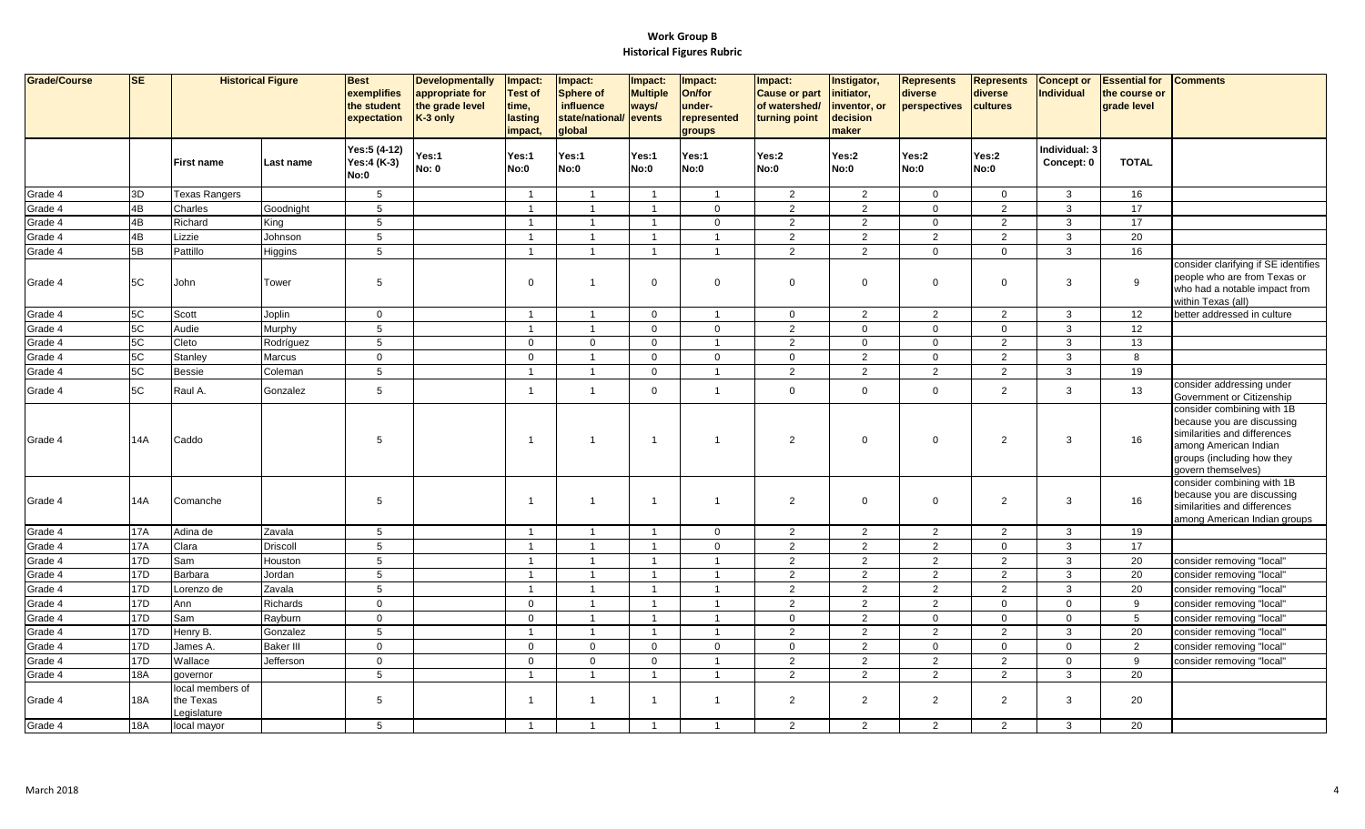# Work Group B
## Historical Figures Rubric

| Grade/Course | SE | Historical Figure | | Best exemplifies the student expectation | Developmentally appropriate for the grade level K-3 only | Impact: Test of time, lasting impact, | Impact: Sphere of influence state/national/ global | Impact: Multiple ways/ events | Impact: On/for under-represented groups | Impact: Cause or part of watershed/ turning point | Instigator, initiator, inventor, or decision maker | Represents diverse perspectives | Represents diverse cultures | Concept or Individual | Essential for the course or grade level | Comments |
|---|---|---|---|---|---|---|---|---|---|---|---|---|---|---|---|---|
| | | First name | Last name | Yes:5 (4-12) Yes:4 (K-3) No:0 | Yes:1 No: 0 | Yes:1 No:0 | Yes:1 No:0 | Yes:1 No:0 | Yes:1 No:0 | Yes:2 No:0 | Yes:2 No:0 | Yes:2 No:0 | Yes:2 No:0 | Individual: 3 Concept: 0 | TOTAL | |
| Grade 4 | 3D | Texas Rangers | | 5 | | 1 | 1 | 1 | 1 | 2 | 2 | 0 | 0 | 3 | 16 | |
| Grade 4 | 4B | Charles | Goodnight | 5 | | 1 | 1 | 1 | 0 | 2 | 2 | 0 | 2 | 3 | 17 | |
| Grade 4 | 4B | Richard | King | 5 | | 1 | 1 | 1 | 0 | 2 | 2 | 0 | 2 | 3 | 17 | |
| Grade 4 | 4B | Lizzie | Johnson | 5 | | 1 | 1 | 1 | 1 | 2 | 2 | 2 | 2 | 3 | 20 | |
| Grade 4 | 5B | Pattillo | Higgins | 5 | | 1 | 1 | 1 | 1 | 2 | 2 | 0 | 0 | 3 | 16 | |
| Grade 4 | 5C | John | Tower | 5 | | 0 | 1 | 0 | 0 | 0 | 0 | 0 | 0 | 3 | 9 | consider clarifying if SE identifies people who are from Texas or who had a notable impact from within Texas (all) |
| Grade 4 | 5C | Scott | Joplin | 0 | | 1 | 1 | 0 | 1 | 0 | 2 | 2 | 2 | 3 | 12 | better addressed in culture |
| Grade 4 | 5C | Audie | Murphy | 5 | | 1 | 1 | 0 | 0 | 2 | 0 | 0 | 0 | 3 | 12 | |
| Grade 4 | 5C | Cleto | Rodríguez | 5 | | 0 | 0 | 0 | 1 | 2 | 0 | 0 | 2 | 3 | 13 | |
| Grade 4 | 5C | Stanley | Marcus | 0 | | 0 | 1 | 0 | 0 | 0 | 2 | 0 | 2 | 3 | 8 | |
| Grade 4 | 5C | Bessie | Coleman | 5 | | 1 | 1 | 0 | 1 | 2 | 2 | 2 | 2 | 3 | 19 | |
| Grade 4 | 5C | Raul A. | Gonzalez | 5 | | 1 | 1 | 0 | 1 | 0 | 0 | 0 | 2 | 3 | 13 | consider addressing under Government or Citizenship |
| Grade 4 | 14A | Caddo | | 5 | | 1 | 1 | 1 | 1 | 2 | 0 | 0 | 2 | 3 | 16 | consider combining with 1B because you are discussing similarities and differences among American Indian groups (including how they govern themselves) |
| Grade 4 | 14A | Comanche | | 5 | | 1 | 1 | 1 | 1 | 2 | 0 | 0 | 2 | 3 | 16 | consider combining with 1B because you are discussing similarities and differences among American Indian groups |
| Grade 4 | 17A | Adina de | Zavala | 5 | | 1 | 1 | 1 | 0 | 2 | 2 | 2 | 2 | 3 | 19 | |
| Grade 4 | 17A | Clara | Driscoll | 5 | | 1 | 1 | 1 | 0 | 2 | 2 | 2 | 0 | 3 | 17 | |
| Grade 4 | 17D | Sam | Houston | 5 | | 1 | 1 | 1 | 1 | 2 | 2 | 2 | 2 | 3 | 20 | consider removing "local" |
| Grade 4 | 17D | Barbara | Jordan | 5 | | 1 | 1 | 1 | 1 | 2 | 2 | 2 | 2 | 3 | 20 | consider removing "local" |
| Grade 4 | 17D | Lorenzo de | Zavala | 5 | | 1 | 1 | 1 | 1 | 2 | 2 | 2 | 2 | 3 | 20 | consider removing "local" |
| Grade 4 | 17D | Ann | Richards | 0 | | 0 | 1 | 1 | 1 | 2 | 2 | 2 | 0 | 0 | 9 | consider removing "local" |
| Grade 4 | 17D | Sam | Rayburn | 0 | | 0 | 1 | 1 | 1 | 0 | 2 | 0 | 0 | 0 | 5 | consider removing "local" |
| Grade 4 | 17D | Henry B. | Gonzalez | 5 | | 1 | 1 | 1 | 1 | 2 | 2 | 2 | 2 | 3 | 20 | consider removing "local" |
| Grade 4 | 17D | James A. | Baker III | 0 | | 0 | 0 | 0 | 0 | 0 | 2 | 0 | 0 | 0 | 2 | consider removing "local" |
| Grade 4 | 17D | Wallace | Jefferson | 0 | | 0 | 0 | 0 | 1 | 2 | 2 | 2 | 2 | 0 | 9 | consider removing "local" |
| Grade 4 | 18A | governor | | 5 | | 1 | 1 | 1 | 1 | 2 | 2 | 2 | 2 | 3 | 20 | |
| Grade 4 | 18A | local members of the Texas Legislature | | 5 | | 1 | 1 | 1 | 1 | 2 | 2 | 2 | 2 | 3 | 20 | |
| Grade 4 | 18A | local mayor | | 5 | | 1 | 1 | 1 | 1 | 2 | 2 | 2 | 2 | 3 | 20 | |

March 2018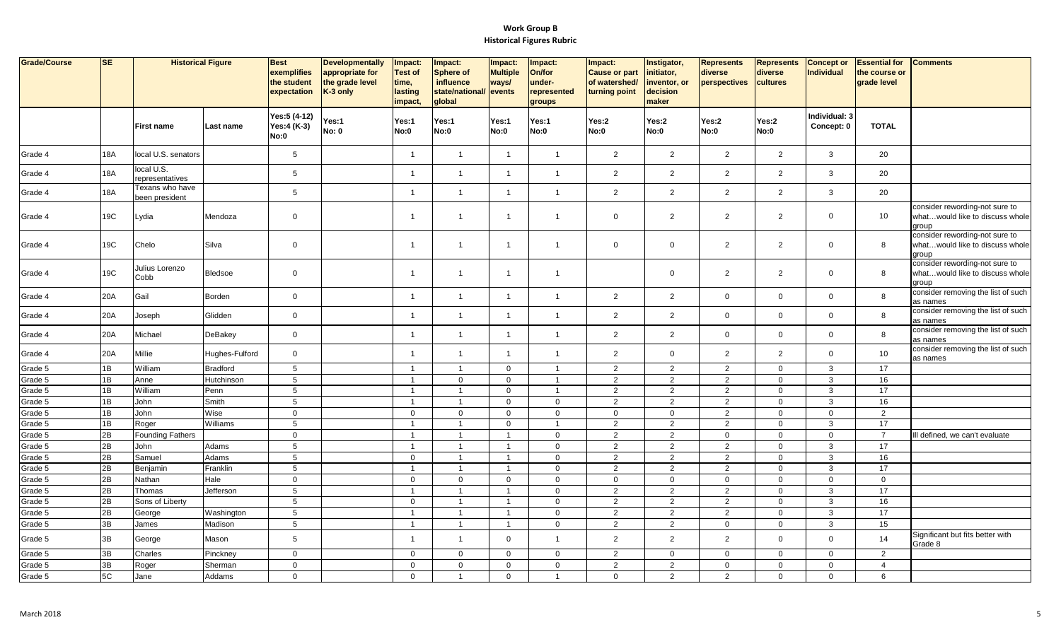**Work Group B**
**Historical Figures Rubric**

| Grade/Course | SE | Historical Figure | | Best exemplifies the student expectation | Developmentally appropriate for the grade level K-3 only | Impact: Test of time, lasting impact, | Impact: Sphere of influence state/national/ global | Impact: Multiple ways/ events | Impact: On/for under-represented groups | Impact: Cause or part of watershed/ turning point | Instigator, initiator, inventor, or decision maker | Represents diverse perspectives | Represents diverse cultures | Concept or Individual | Essential for the course or grade level | Comments |
|---|---|---|---|---|---|---|---|---|---|---|---|---|---|---|---|---|
| | | First name | Last name | Yes:5 (4-12) Yes:4 (K-3) No:0 | Yes:1 No: 0 | Yes:1 No:0 | Yes:1 No:0 | Yes:1 No:0 | Yes:1 No:0 | Yes:2 No:0 | Yes:2 No:0 | Yes:2 No:0 | Yes:2 No:0 | Individual: 3 Concept: 0 | TOTAL | |
| Grade 4 | 18A | local U.S. senators | | 5 | | 1 | 1 | 1 | 1 | 2 | 2 | 2 | 2 | 3 | 20 | |
| Grade 4 | 18A | local U.S. representatives | | 5 | | 1 | 1 | 1 | 1 | 2 | 2 | 2 | 2 | 3 | 20 | |
| Grade 4 | 18A | Texans who have been president | | 5 | | 1 | 1 | 1 | 1 | 2 | 2 | 2 | 2 | 3 | 20 | |
| Grade 4 | 19C | Lydia | Mendoza | 0 | | 1 | 1 | 1 | 1 | 0 | 2 | 2 | 2 | 0 | 10 | consider rewording-not sure to what…would like to discuss whole group |
| Grade 4 | 19C | Chelo | Silva | 0 | | 1 | 1 | 1 | 1 | 0 | 0 | 2 | 2 | 0 | 8 | consider rewording-not sure to what…would like to discuss whole group |
| Grade 4 | 19C | Julius Lorenzo Cobb | Bledsoe | 0 | | 1 | 1 | 1 | 1 | | 0 | 2 | 2 | 0 | 8 | consider rewording-not sure to what…would like to discuss whole group |
| Grade 4 | 20A | Gail | Borden | 0 | | 1 | 1 | 1 | 1 | 2 | 2 | 0 | 0 | 0 | 8 | consider removing the list of such as names |
| Grade 4 | 20A | Joseph | Glidden | 0 | | 1 | 1 | 1 | 1 | 2 | 2 | 0 | 0 | 0 | 8 | consider removing the list of such as names |
| Grade 4 | 20A | Michael | DeBakey | 0 | | 1 | 1 | 1 | 1 | 2 | 2 | 0 | 0 | 0 | 8 | consider removing the list of such as names |
| Grade 4 | 20A | Millie | Hughes-Fulford | 0 | | 1 | 1 | 1 | 1 | 2 | 0 | 2 | 2 | 0 | 10 | consider removing the list of such as names |
| Grade 5 | 1B | William | Bradford | 5 | | 1 | 1 | 0 | 1 | 2 | 2 | 2 | 0 | 3 | 17 | |
| Grade 5 | 1B | Anne | Hutchinson | 5 | | 1 | 0 | 0 | 1 | 2 | 2 | 2 | 0 | 3 | 16 | |
| Grade 5 | 1B | William | Penn | 5 | | 1 | 1 | 0 | 1 | 2 | 2 | 2 | 0 | 3 | 17 | |
| Grade 5 | 1B | John | Smith | 5 | | 1 | 1 | 0 | 0 | 2 | 2 | 2 | 0 | 3 | 16 | |
| Grade 5 | 1B | John | Wise | 0 | | 0 | 0 | 0 | 0 | 0 | 0 | 2 | 0 | 0 | 2 | |
| Grade 5 | 1B | Roger | Williams | 5 | | 1 | 1 | 0 | 1 | 2 | 2 | 2 | 0 | 3 | 17 | |
| Grade 5 | 2B | Founding Fathers | | 0 | | 1 | 1 | 1 | 0 | 2 | 2 | 0 | 0 | 0 | 7 | Ill defined, we can't evaluate |
| Grade 5 | 2B | John | Adams | 5 | | 1 | 1 | 1 | 0 | 2 | 2 | 2 | 0 | 3 | 17 | |
| Grade 5 | 2B | Samuel | Adams | 5 | | 0 | 1 | 1 | 0 | 2 | 2 | 2 | 0 | 3 | 16 | |
| Grade 5 | 2B | Benjamin | Franklin | 5 | | 1 | 1 | 1 | 0 | 2 | 2 | 2 | 0 | 3 | 17 | |
| Grade 5 | 2B | Nathan | Hale | 0 | | 0 | 0 | 0 | 0 | 0 | 0 | 0 | 0 | 0 | 0 | |
| Grade 5 | 2B | Thomas | Jefferson | 5 | | 1 | 1 | 1 | 0 | 2 | 2 | 2 | 0 | 3 | 17 | |
| Grade 5 | 2B | Sons of Liberty | | 5 | | 0 | 1 | 1 | 0 | 2 | 2 | 2 | 0 | 3 | 16 | |
| Grade 5 | 2B | George | Washington | 5 | | 1 | 1 | 1 | 0 | 2 | 2 | 2 | 0 | 3 | 17 | |
| Grade 5 | 3B | James | Madison | 5 | | 1 | 1 | 1 | 0 | 2 | 2 | 0 | 0 | 3 | 15 | |
| Grade 5 | 3B | George | Mason | 5 | | 1 | 1 | 0 | 1 | 2 | 2 | 2 | 0 | 0 | 14 | Significant but fits better with Grade 8 |
| Grade 5 | 3B | Charles | Pinckney | 0 | | 0 | 0 | 0 | 0 | 2 | 0 | 0 | 0 | 0 | 2 | |
| Grade 5 | 3B | Roger | Sherman | 0 | | 0 | 0 | 0 | 0 | 2 | 2 | 0 | 0 | 0 | 4 | |
| Grade 5 | 5C | Jane | Addams | 0 | | 0 | 1 | 0 | 1 | 0 | 2 | 2 | 0 | 0 | 6 | |

March 2018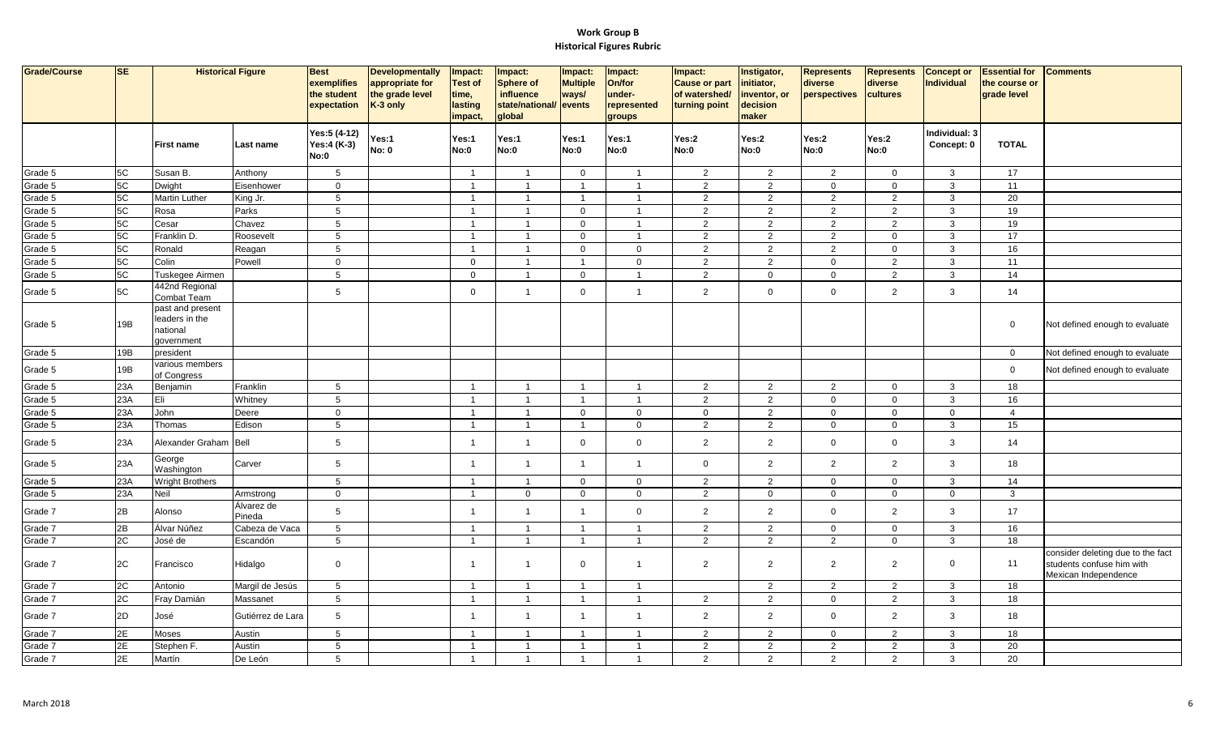## Work Group B
### Historical Figures Rubric

| Grade/Course | SE | Historical Figure | | Best exemplifies the student expectation | Developmentally appropriate for the grade level K-3 only | Impact: Test of time, lasting impact, | Impact: Sphere of influence state/national/ global | Impact: Multiple ways/ events | Impact: On/for under-represented groups | Impact: Cause or part of watershed/ turning point | Instigator, initiator, inventor, or decision maker | Represents diverse perspectives | Represents diverse cultures | Concept or Individual | Essential for the course or grade level | Comments |
|---|---|---|---|---|---|---|---|---|---|---|---|---|---|---|---|---|
| | | First name | Last name | Yes:5 (4-12) Yes:4 (K-3) No:0 | Yes:1 No: 0 | Yes:1 No:0 | Yes:1 No:0 | Yes:1 No:0 | Yes:1 No:0 | Yes:2 No:0 | Yes:2 No:0 | Yes:2 No:0 | Yes:2 No:0 | Individual: 3 Concept: 0 | TOTAL | |
| Grade 5 | 5C | Susan B. | Anthony | 5 | | 1 | 1 | 0 | 1 | 2 | 2 | 2 | 0 | 3 | 17 | |
| Grade 5 | 5C | Dwight | Eisenhower | 0 | | 1 | 1 | 1 | 1 | 2 | 2 | 0 | 0 | 3 | 11 | |
| Grade 5 | 5C | Martin Luther | King Jr. | 5 | | 1 | 1 | 1 | 1 | 2 | 2 | 2 | 2 | 3 | 20 | |
| Grade 5 | 5C | Rosa | Parks | 5 | | 1 | 1 | 0 | 1 | 2 | 2 | 2 | 2 | 3 | 19 | |
| Grade 5 | 5C | Cesar | Chavez | 5 | | 1 | 1 | 0 | 1 | 2 | 2 | 2 | 2 | 3 | 19 | |
| Grade 5 | 5C | Franklin D. | Roosevelt | 5 | | 1 | 1 | 0 | 1 | 2 | 2 | 2 | 0 | 3 | 17 | |
| Grade 5 | 5C | Ronald | Reagan | 5 | | 1 | 1 | 0 | 0 | 2 | 2 | 2 | 0 | 3 | 16 | |
| Grade 5 | 5C | Colin | Powell | 0 | | 0 | 1 | 1 | 0 | 2 | 2 | 0 | 2 | 3 | 11 | |
| Grade 5 | 5C | Tuskegee Airmen | | 5 | | 0 | 1 | 0 | 1 | 2 | 0 | 0 | 2 | 3 | 14 | |
| Grade 5 | 5C | 442nd Regional Combat Team | | 5 | | 0 | 1 | 0 | 1 | 2 | 0 | 0 | 2 | 3 | 14 | |
| Grade 5 | 19B | past and present leaders in the national government | | | | | | | | | | | | | 0 | Not defined enough to evaluate |
| Grade 5 | 19B | president | | | | | | | | | | | | | 0 | Not defined enough to evaluate |
| Grade 5 | 19B | various members of Congress | | | | | | | | | | | | | 0 | Not defined enough to evaluate |
| Grade 5 | 23A | Benjamin | Franklin | 5 | | 1 | 1 | 1 | 1 | 2 | 2 | 2 | 0 | 3 | 18 | |
| Grade 5 | 23A | Eli | Whitney | 5 | | 1 | 1 | 1 | 1 | 2 | 2 | 0 | 0 | 3 | 16 | |
| Grade 5 | 23A | John | Deere | 0 | | 1 | 1 | 0 | 0 | 0 | 2 | 0 | 0 | 0 | 4 | |
| Grade 5 | 23A | Thomas | Edison | 5 | | 1 | 1 | 1 | 0 | 2 | 2 | 0 | 0 | 3 | 15 | |
| Grade 5 | 23A | Alexander Graham | Bell | 5 | | 1 | 1 | 0 | 0 | 2 | 2 | 0 | 0 | 3 | 14 | |
| Grade 5 | 23A | George Washington | Carver | 5 | | 1 | 1 | 1 | 1 | 0 | 2 | 2 | 2 | 3 | 18 | |
| Grade 5 | 23A | Wright Brothers | | 5 | | 1 | 1 | 0 | 0 | 2 | 2 | 0 | 0 | 3 | 14 | |
| Grade 5 | 23A | Neil | Armstrong | 0 | | 1 | 0 | 0 | 0 | 2 | 0 | 0 | 0 | 0 | 3 | |
| Grade 7 | 2B | Alonso | Álvarez de Pineda | 5 | | 1 | 1 | 1 | 0 | 2 | 2 | 0 | 2 | 3 | 17 | |
| Grade 7 | 2B | Álvar Núñez | Cabeza de Vaca | 5 | | 1 | 1 | 1 | 1 | 2 | 2 | 0 | 0 | 3 | 16 | |
| Grade 7 | 2C | José de | Escandón | 5 | | 1 | 1 | 1 | 1 | 2 | 2 | 2 | 0 | 3 | 18 | |
| Grade 7 | 2C | Francisco | Hidalgo | 0 | | 1 | 1 | 0 | 1 | 2 | 2 | 2 | 2 | 0 | 11 | consider deleting due to the fact students confuse him with Mexican Independence |
| Grade 7 | 2C | Antonio | Margil de Jesús | 5 | | 1 | 1 | 1 | 1 | | 2 | 2 | 2 | 3 | 18 | |
| Grade 7 | 2C | Fray Damián | Massanet | 5 | | 1 | 1 | 1 | 1 | 2 | 2 | 0 | 2 | 3 | 18 | |
| Grade 7 | 2D | José | Gutiérrez de Lara | 5 | | 1 | 1 | 1 | 1 | 2 | 2 | 0 | 2 | 3 | 18 | |
| Grade 7 | 2E | Moses | Austin | 5 | | 1 | 1 | 1 | 1 | 2 | 2 | 0 | 2 | 3 | 18 | |
| Grade 7 | 2E | Stephen F. | Austin | 5 | | 1 | 1 | 1 | 1 | 2 | 2 | 2 | 2 | 3 | 20 | |
| Grade 7 | 2E | Martín | De León | 5 | | 1 | 1 | 1 | 1 | 2 | 2 | 2 | 2 | 3 | 20 | |

March 2018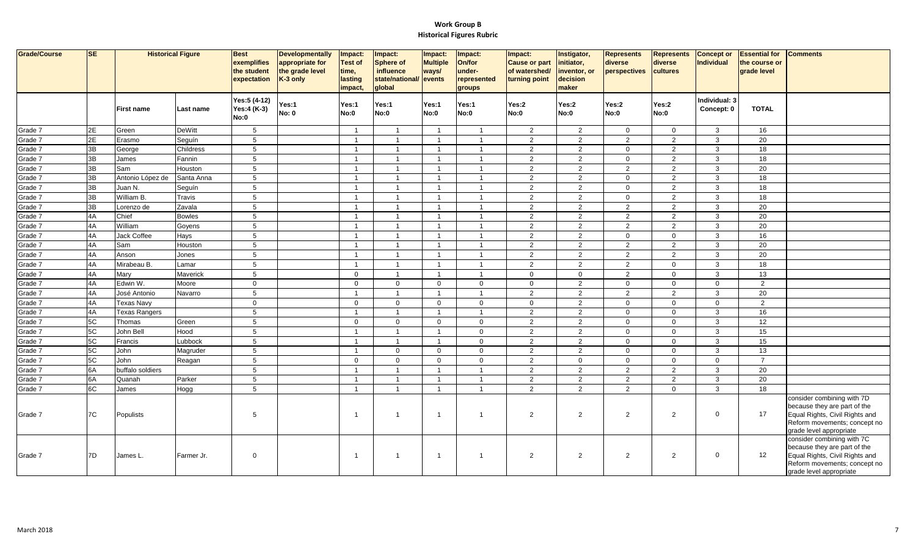# Work Group B
## Historical Figures Rubric

| Grade/Course | SE | Historical Figure | | Best exemplifies the student expectation | Developmentally appropriate for the grade level K-3 only | Impact: Test of time, lasting impact, | Impact: Sphere of influence state/national/ global | Impact: Multiple ways/ events | Impact: On/for under-represented groups | Impact: Cause or part of watershed/ turning point | Instigator, initiator, inventor, or decision maker | Represents diverse perspectives | Represents diverse cultures | Concept or Individual | Essential for the course or grade level | Comments |
|---|---|---|---|---|---|---|---|---|---|---|---|---|---|---|---|---|
| | | First name | Last name | Yes:5 (4-12) Yes:4 (K-3) No:0 | Yes:1 No: 0 | Yes:1 No:0 | Yes:1 No:0 | Yes:1 No:0 | Yes:1 No:0 | Yes:2 No:0 | Yes:2 No:0 | Yes:2 No:0 | Yes:2 No:0 | Individual: 3 Concept: 0 | TOTAL | |
| Grade 7 | 2E | Green | DeWitt | 5 | | 1 | 1 | 1 | 1 | 2 | 2 | 0 | 0 | 3 | 16 | |
| Grade 7 | 2E | Erasmo | Seguín | 5 | | 1 | 1 | 1 | 1 | 2 | 2 | 2 | 2 | 3 | 20 | |
| Grade 7 | 3B | George | Childress | 5 | | 1 | 1 | 1 | 1 | 2 | 2 | 0 | 2 | 3 | 18 | |
| Grade 7 | 3B | James | Fannin | 5 | | 1 | 1 | 1 | 1 | 2 | 2 | 0 | 2 | 3 | 18 | |
| Grade 7 | 3B | Sam | Houston | 5 | | 1 | 1 | 1 | 1 | 2 | 2 | 2 | 2 | 3 | 20 | |
| Grade 7 | 3B | Antonio López de | Santa Anna | 5 | | 1 | 1 | 1 | 1 | 2 | 2 | 0 | 2 | 3 | 18 | |
| Grade 7 | 3B | Juan N. | Seguín | 5 | | 1 | 1 | 1 | 1 | 2 | 2 | 0 | 2 | 3 | 18 | |
| Grade 7 | 3B | William B. | Travis | 5 | | 1 | 1 | 1 | 1 | 2 | 2 | 0 | 2 | 3 | 18 | |
| Grade 7 | 3B | Lorenzo de | Zavala | 5 | | 1 | 1 | 1 | 1 | 2 | 2 | 2 | 2 | 3 | 20 | |
| Grade 7 | 4A | Chief | Bowles | 5 | | 1 | 1 | 1 | 1 | 2 | 2 | 2 | 2 | 3 | 20 | |
| Grade 7 | 4A | William | Goyens | 5 | | 1 | 1 | 1 | 1 | 2 | 2 | 2 | 2 | 3 | 20 | |
| Grade 7 | 4A | Jack Coffee | Hays | 5 | | 1 | 1 | 1 | 1 | 2 | 2 | 0 | 0 | 3 | 16 | |
| Grade 7 | 4A | Sam | Houston | 5 | | 1 | 1 | 1 | 1 | 2 | 2 | 2 | 2 | 3 | 20 | |
| Grade 7 | 4A | Anson | Jones | 5 | | 1 | 1 | 1 | 1 | 2 | 2 | 2 | 2 | 3 | 20 | |
| Grade 7 | 4A | Mirabeau B. | Lamar | 5 | | 1 | 1 | 1 | 1 | 2 | 2 | 2 | 0 | 3 | 18 | |
| Grade 7 | 4A | Mary | Maverick | 5 | | 0 | 1 | 1 | 1 | 0 | 0 | 2 | 0 | 3 | 13 | |
| Grade 7 | 4A | Edwin W. | Moore | 0 | | 0 | 0 | 0 | 0 | 0 | 2 | 0 | 0 | 0 | 2 | |
| Grade 7 | 4A | José Antonio | Navarro | 5 | | 1 | 1 | 1 | 1 | 2 | 2 | 2 | 2 | 3 | 20 | |
| Grade 7 | 4A | Texas Navy | | 0 | | 0 | 0 | 0 | 0 | 0 | 2 | 0 | 0 | 0 | 2 | |
| Grade 7 | 4A | Texas Rangers | | 5 | | 1 | 1 | 1 | 1 | 2 | 2 | 0 | 0 | 3 | 16 | |
| Grade 7 | 5C | Thomas | Green | 5 | | 0 | 0 | 0 | 0 | 2 | 2 | 0 | 0 | 3 | 12 | |
| Grade 7 | 5C | John Bell | Hood | 5 | | 1 | 1 | 1 | 0 | 2 | 2 | 0 | 0 | 3 | 15 | |
| Grade 7 | 5C | Francis | Lubbock | 5 | | 1 | 1 | 1 | 0 | 2 | 2 | 0 | 0 | 3 | 15 | |
| Grade 7 | 5C | John | Magruder | 5 | | 1 | 0 | 0 | 0 | 2 | 2 | 0 | 0 | 3 | 13 | |
| Grade 7 | 5C | John | Reagan | 5 | | 0 | 0 | 0 | 0 | 2 | 0 | 0 | 0 | 0 | 7 | |
| Grade 7 | 6A | buffalo soldiers | | 5 | | 1 | 1 | 1 | 1 | 2 | 2 | 2 | 2 | 3 | 20 | |
| Grade 7 | 6A | Quanah | Parker | 5 | | 1 | 1 | 1 | 1 | 2 | 2 | 2 | 2 | 3 | 20 | |
| Grade 7 | 6C | James | Hogg | 5 | | 1 | 1 | 1 | 1 | 2 | 2 | 2 | 0 | 3 | 18 | |
| Grade 7 | 7C | Populists | | 5 | | 1 | 1 | 1 | 1 | 2 | 2 | 2 | 2 | 0 | 17 | consider combining with 7D because they are part of the Equal Rights, Civil Rights and Reform movements; concept no grade level appropriate |
| Grade 7 | 7D | James L. | Farmer Jr. | 0 | | 1 | 1 | 1 | 1 | 2 | 2 | 2 | 2 | 0 | 12 | consider combining with 7C because they are part of the Equal Rights, Civil Rights and Reform movements; concept no grade level appropriate |

March 2018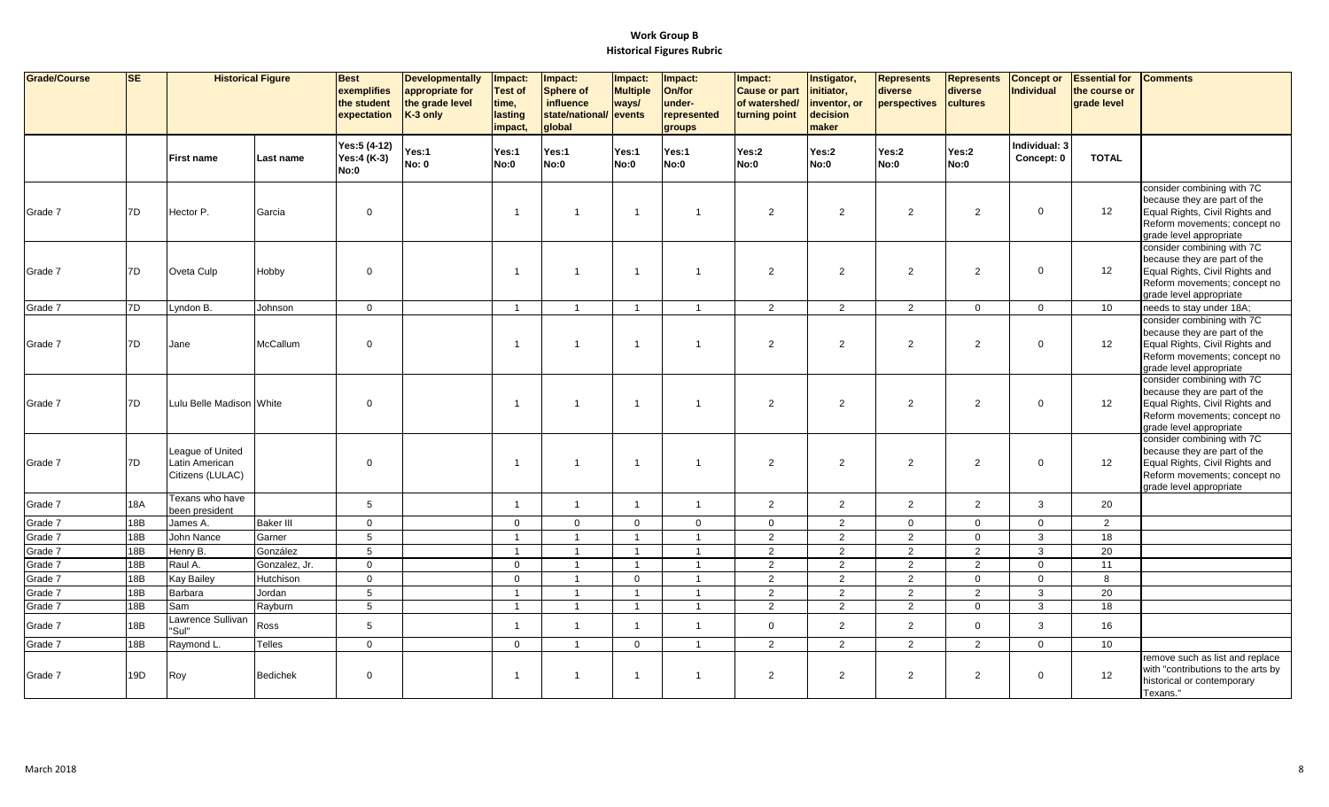# Work Group B

## Historical Figures Rubric

| Grade/Course | SE | Historical Figure | | Best exemplifies the student expectation | Developmentally appropriate for the grade level K-3 only | Impact: Test of time, lasting impact, | Impact: Sphere of influence state/national/ global | Impact: Multiple ways/ events | Impact: On/for under-represented groups | Impact: Cause or part of watershed/ turning point | Instigator, initiator, inventor, or decision maker | Represents diverse perspectives | Represents diverse cultures | Concept or Individual | Essential for the course or grade level | Comments |
|---|---|---|---|---|---|---|---|---|---|---|---|---|---|---|---|---|
| | | First name | Last name | Yes:5 (4-12) Yes:4 (K-3) No:0 | Yes:1 No: 0 | Yes:1 No:0 | Yes:1 No:0 | Yes:1 No:0 | Yes:1 No:0 | Yes:2 No:0 | Yes:2 No:0 | Yes:2 No:0 | Yes:2 No:0 | Individual: 3 Concept: 0 | TOTAL | |
| Grade 7 | 7D | Hector P. | Garcia | 0 | | 1 | 1 | 1 | 1 | 2 | 2 | 2 | 2 | 0 | 12 | consider combining with 7C because they are part of the Equal Rights, Civil Rights and Reform movements; concept no grade level appropriate |
| Grade 7 | 7D | Oveta Culp | Hobby | 0 | | 1 | 1 | 1 | 1 | 2 | 2 | 2 | 2 | 0 | 12 | consider combining with 7C because they are part of the Equal Rights, Civil Rights and Reform movements; concept no grade level appropriate |
| Grade 7 | 7D | Lyndon B. | Johnson | 0 | | 1 | 1 | 1 | 1 | 2 | 2 | 2 | 0 | 0 | 10 | needs to stay under 18A; |
| Grade 7 | 7D | Jane | McCallum | 0 | | 1 | 1 | 1 | 1 | 2 | 2 | 2 | 2 | 0 | 12 | consider combining with 7C because they are part of the Equal Rights, Civil Rights and Reform movements; concept no grade level appropriate |
| Grade 7 | 7D | Lulu Belle Madison | White | 0 | | 1 | 1 | 1 | 1 | 2 | 2 | 2 | 2 | 0 | 12 | consider combining with 7C because they are part of the Equal Rights, Civil Rights and Reform movements; concept no grade level appropriate |
| Grade 7 | 7D | League of United Latin American Citizens (LULAC) | | 0 | | 1 | 1 | 1 | 1 | 2 | 2 | 2 | 2 | 0 | 12 | consider combining with 7C because they are part of the Equal Rights, Civil Rights and Reform movements; concept no grade level appropriate |
| Grade 7 | 18A | Texans who have been president | | 5 | | 1 | 1 | 1 | 1 | 2 | 2 | 2 | 2 | 3 | 20 | |
| Grade 7 | 18B | James A. | Baker III | 0 | | 0 | 0 | 0 | 0 | 0 | 2 | 0 | 0 | 0 | 2 | |
| Grade 7 | 18B | John Nance | Garner | 5 | | 1 | 1 | 1 | 1 | 2 | 2 | 2 | 0 | 3 | 18 | |
| Grade 7 | 18B | Henry B. | González | 5 | | 1 | 1 | 1 | 1 | 2 | 2 | 2 | 2 | 3 | 20 | |
| Grade 7 | 18B | Raul A. | Gonzalez, Jr. | 0 | | 0 | 1 | 1 | 1 | 2 | 2 | 2 | 2 | 0 | 11 | |
| Grade 7 | 18B | Kay Bailey | Hutchison | 0 | | 0 | 1 | 0 | 1 | 2 | 2 | 2 | 0 | 0 | 8 | |
| Grade 7 | 18B | Barbara | Jordan | 5 | | 1 | 1 | 1 | 1 | 2 | 2 | 2 | 2 | 3 | 20 | |
| Grade 7 | 18B | Sam | Rayburn | 5 | | 1 | 1 | 1 | 1 | 2 | 2 | 2 | 0 | 3 | 18 | |
| Grade 7 | 18B | Lawrence Sullivan "Sul" | Ross | 5 | | 1 | 1 | 1 | 1 | 0 | 2 | 2 | 0 | 3 | 16 | |
| Grade 7 | 18B | Raymond L. | Telles | 0 | | 0 | 1 | 0 | 1 | 2 | 2 | 2 | 2 | 0 | 10 | |
| Grade 7 | 19D | Roy | Bedichek | 0 | | 1 | 1 | 1 | 1 | 2 | 2 | 2 | 2 | 0 | 12 | remove such as list and replace with "contributions to the arts by historical or contemporary Texans." |

March 2018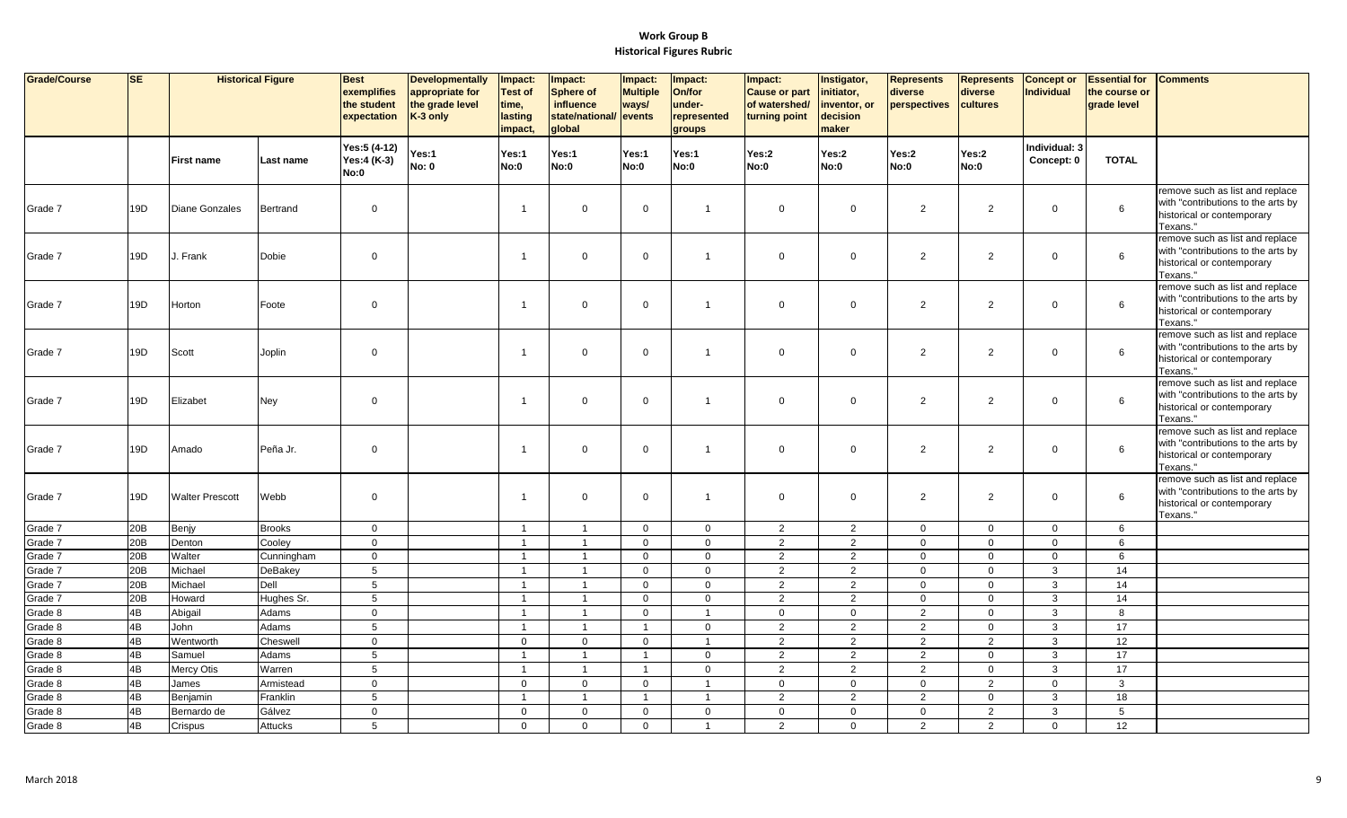# Work Group B
## Historical Figures Rubric

| Grade/Course | SE | Historical Figure | | Best exemplifies the student expectation | Developmentally appropriate for the grade level K-3 only | Impact: Test of time, lasting impact, | Impact: Sphere of influence state/national/ global | Impact: Multiple ways/ events | Impact: On/for under-represented groups | Impact: Cause or part of watershed/ turning point | Instigator, initiator, inventor, or decision maker | Represents diverse perspectives | Represents diverse cultures | Concept or Individual | Essential for the course or grade level | Comments |
|---|---|---|---|---|---|---|---|---|---|---|---|---|---|---|---|---|
| | | First name | Last name | Yes:5 (4-12) Yes:4 (K-3) No:0 | Yes:1 No: 0 | Yes:1 No:0 | Yes:1 No:0 | Yes:1 No:0 | Yes:1 No:0 | Yes:2 No:0 | Yes:2 No:0 | Yes:2 No:0 | Yes:2 No:0 | Individual: 3 Concept: 0 | TOTAL | |
| Grade 7 | 19D | Diane Gonzales | Bertrand | 0 | | 1 | 0 | 0 | 1 | 0 | 0 | 2 | 2 | 0 | 6 | remove such as list and replace with "contributions to the arts by historical or contemporary Texans." |
| Grade 7 | 19D | J. Frank | Dobie | 0 | | 1 | 0 | 0 | 1 | 0 | 0 | 2 | 2 | 0 | 6 | remove such as list and replace with "contributions to the arts by historical or contemporary Texans." |
| Grade 7 | 19D | Horton | Foote | 0 | | 1 | 0 | 0 | 1 | 0 | 0 | 2 | 2 | 0 | 6 | remove such as list and replace with "contributions to the arts by historical or contemporary Texans." |
| Grade 7 | 19D | Scott | Joplin | 0 | | 1 | 0 | 0 | 1 | 0 | 0 | 2 | 2 | 0 | 6 | remove such as list and replace with "contributions to the arts by historical or contemporary Texans." |
| Grade 7 | 19D | Elizabet | Ney | 0 | | 1 | 0 | 0 | 1 | 0 | 0 | 2 | 2 | 0 | 6 | remove such as list and replace with "contributions to the arts by historical or contemporary Texans." |
| Grade 7 | 19D | Amado | Peña Jr. | 0 | | 1 | 0 | 0 | 1 | 0 | 0 | 2 | 2 | 0 | 6 | remove such as list and replace with "contributions to the arts by historical or contemporary Texans." |
| Grade 7 | 19D | Walter Prescott | Webb | 0 | | 1 | 0 | 0 | 1 | 0 | 0 | 2 | 2 | 0 | 6 | remove such as list and replace with "contributions to the arts by historical or contemporary Texans." |
| Grade 7 | 20B | Benjy | Brooks | 0 | | 1 | 1 | 0 | 0 | 2 | 2 | 0 | 0 | 0 | 6 | |
| Grade 7 | 20B | Denton | Cooley | 0 | | 1 | 1 | 0 | 0 | 2 | 2 | 0 | 0 | 0 | 6 | |
| Grade 7 | 20B | Walter | Cunningham | 0 | | 1 | 1 | 0 | 0 | 2 | 2 | 0 | 0 | 0 | 6 | |
| Grade 7 | 20B | Michael | DeBakey | 5 | | 1 | 1 | 0 | 0 | 2 | 2 | 0 | 0 | 3 | 14 | |
| Grade 7 | 20B | Michael | Dell | 5 | | 1 | 1 | 0 | 0 | 2 | 2 | 0 | 0 | 3 | 14 | |
| Grade 7 | 20B | Howard | Hughes Sr. | 5 | | 1 | 1 | 0 | 0 | 2 | 2 | 0 | 0 | 3 | 14 | |
| Grade 8 | 4B | Abigail | Adams | 0 | | 1 | 1 | 0 | 1 | 0 | 0 | 2 | 0 | 3 | 8 | |
| Grade 8 | 4B | John | Adams | 5 | | 1 | 1 | 1 | 0 | 2 | 2 | 2 | 0 | 3 | 17 | |
| Grade 8 | 4B | Wentworth | Cheswell | 0 | | 0 | 0 | 0 | 1 | 2 | 2 | 2 | 2 | 3 | 12 | |
| Grade 8 | 4B | Samuel | Adams | 5 | | 1 | 1 | 1 | 0 | 2 | 2 | 2 | 0 | 3 | 17 | |
| Grade 8 | 4B | Mercy Otis | Warren | 5 | | 1 | 1 | 1 | 0 | 2 | 2 | 2 | 0 | 3 | 17 | |
| Grade 8 | 4B | James | Armistead | 0 | | 0 | 0 | 0 | 1 | 0 | 0 | 0 | 2 | 0 | 3 | |
| Grade 8 | 4B | Benjamin | Franklin | 5 | | 1 | 1 | 1 | 1 | 2 | 2 | 2 | 0 | 3 | 18 | |
| Grade 8 | 4B | Bernardo de | Gálvez | 0 | | 0 | 0 | 0 | 0 | 0 | 0 | 0 | 2 | 3 | 5 | |
| Grade 8 | 4B | Crispus | Attucks | 5 | | 0 | 0 | 0 | 1 | 2 | 0 | 2 | 2 | 0 | 12 | |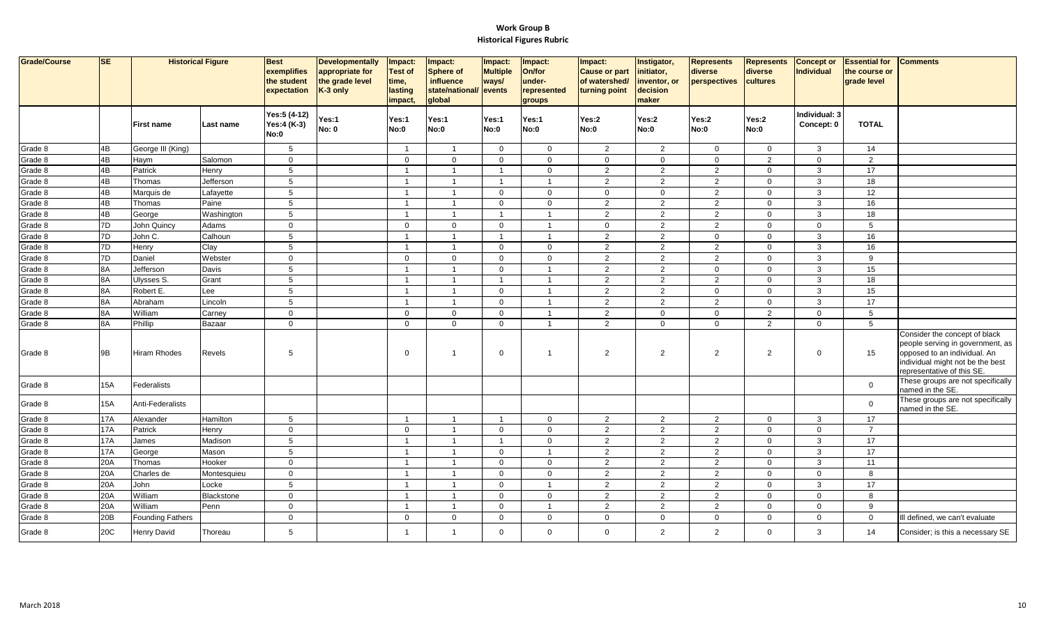# Work Group B

## Historical Figures Rubric

| Grade/Course | SE | Historical Figure | | Best exemplifies the student expectation | Developmentally appropriate for the grade level K-3 only | Impact: Test of time, lasting impact, | Impact: Sphere of influence state/national/ global | Impact: Multiple ways/ events | Impact: On/for under-represented groups | Impact: Cause or part of watershed/ turning point | Instigator, initiator, inventor, or decision maker | Represents diverse perspectives | Represents diverse cultures | Concept or Individual | Essential for the course or grade level | Comments |
|---|---|---|---|---|---|---|---|---|---|---|---|---|---|---|---|---|
| | | First name | Last name | Yes:5 (4-12) Yes:4 (K-3) No:0 | Yes:1 No: 0 | Yes:1 No:0 | Yes:1 No:0 | Yes:1 No:0 | Yes:1 No:0 | Yes:2 No:0 | Yes:2 No:0 | Yes:2 No:0 | Yes:2 No:0 | Individual: 3 Concept: 0 | TOTAL | |
| Grade 8 | 4B | George III (King) | | 5 | | 1 | 1 | 0 | 0 | 2 | 2 | 0 | 0 | 3 | 14 | |
| Grade 8 | 4B | Haym | Salomon | 0 | | 0 | 0 | 0 | 0 | 0 | 0 | 0 | 2 | 0 | 2 | |
| Grade 8 | 4B | Patrick | Henry | 5 | | 1 | 1 | 1 | 0 | 2 | 2 | 2 | 0 | 3 | 17 | |
| Grade 8 | 4B | Thomas | Jefferson | 5 | | 1 | 1 | 1 | 1 | 2 | 2 | 2 | 0 | 3 | 18 | |
| Grade 8 | 4B | Marquis de | Lafayette | 5 | | 1 | 1 | 0 | 0 | 0 | 0 | 2 | 0 | 3 | 12 | |
| Grade 8 | 4B | Thomas | Paine | 5 | | 1 | 1 | 0 | 0 | 2 | 2 | 2 | 0 | 3 | 16 | |
| Grade 8 | 4B | George | Washington | 5 | | 1 | 1 | 1 | 1 | 2 | 2 | 2 | 0 | 3 | 18 | |
| Grade 8 | 7D | John Quincy | Adams | 0 | | 0 | 0 | 0 | 1 | 0 | 2 | 2 | 0 | 0 | 5 | |
| Grade 8 | 7D | John C. | Calhoun | 5 | | 1 | 1 | 1 | 1 | 2 | 2 | 0 | 0 | 3 | 16 | |
| Grade 8 | 7D | Henry | Clay | 5 | | 1 | 1 | 0 | 0 | 2 | 2 | 2 | 0 | 3 | 16 | |
| Grade 8 | 7D | Daniel | Webster | 0 | | 0 | 0 | 0 | 0 | 2 | 2 | 2 | 0 | 3 | 9 | |
| Grade 8 | 8A | Jefferson | Davis | 5 | | 1 | 1 | 0 | 1 | 2 | 2 | 0 | 0 | 3 | 15 | |
| Grade 8 | 8A | Ulysses S. | Grant | 5 | | 1 | 1 | 1 | 1 | 2 | 2 | 2 | 0 | 3 | 18 | |
| Grade 8 | 8A | Robert E. | Lee | 5 | | 1 | 1 | 0 | 1 | 2 | 2 | 0 | 0 | 3 | 15 | |
| Grade 8 | 8A | Abraham | Lincoln | 5 | | 1 | 1 | 0 | 1 | 2 | 2 | 2 | 0 | 3 | 17 | |
| Grade 8 | 8A | William | Carney | 0 | | 0 | 0 | 0 | 1 | 2 | 0 | 0 | 2 | 0 | 5 | |
| Grade 8 | 8A | Phillip | Bazaar | 0 | | 0 | 0 | 0 | 1 | 2 | 0 | 0 | 2 | 0 | 5 | |
| Grade 8 | 9B | Hiram Rhodes | Revels | 5 | | 0 | 1 | 0 | 1 | 2 | 2 | 2 | 2 | 0 | 15 | Consider the concept of black people serving in government, as opposed to an individual. An individual might not be the best representative of this SE. |
| Grade 8 | 15A | Federalists | | | | | | | | | | | | | 0 | These groups are not specifically named in the SE. |
| Grade 8 | 15A | Anti-Federalists | | | | | | | | | | | | | 0 | These groups are not specifically named in the SE. |
| Grade 8 | 17A | Alexander | Hamilton | 5 | | 1 | 1 | 1 | 0 | 2 | 2 | 2 | 0 | 3 | 17 | |
| Grade 8 | 17A | Patrick | Henry | 0 | | 0 | 1 | 0 | 0 | 2 | 2 | 2 | 0 | 0 | 7 | |
| Grade 8 | 17A | James | Madison | 5 | | 1 | 1 | 1 | 0 | 2 | 2 | 2 | 0 | 3 | 17 | |
| Grade 8 | 17A | George | Mason | 5 | | 1 | 1 | 0 | 1 | 2 | 2 | 2 | 0 | 3 | 17 | |
| Grade 8 | 20A | Thomas | Hooker | 0 | | 1 | 1 | 0 | 0 | 2 | 2 | 2 | 0 | 3 | 11 | |
| Grade 8 | 20A | Charles de | Montesquieu | 0 | | 1 | 1 | 0 | 0 | 2 | 2 | 2 | 0 | 0 | 8 | |
| Grade 8 | 20A | John | Locke | 5 | | 1 | 1 | 0 | 1 | 2 | 2 | 2 | 0 | 3 | 17 | |
| Grade 8 | 20A | William | Blackstone | 0 | | 1 | 1 | 0 | 0 | 2 | 2 | 2 | 0 | 0 | 8 | |
| Grade 8 | 20A | William | Penn | 0 | | 1 | 1 | 0 | 1 | 2 | 2 | 2 | 0 | 0 | 9 | |
| Grade 8 | 20B | Founding Fathers | | 0 | | 0 | 0 | 0 | 0 | 0 | 0 | 0 | 0 | 0 | 0 | Ill defined, we can't evaluate |
| Grade 8 | 20C | Henry David | Thoreau | 5 | | 1 | 1 | 0 | 0 | 0 | 2 | 2 | 0 | 3 | 14 | Consider; is this a necessary SE |

March 2018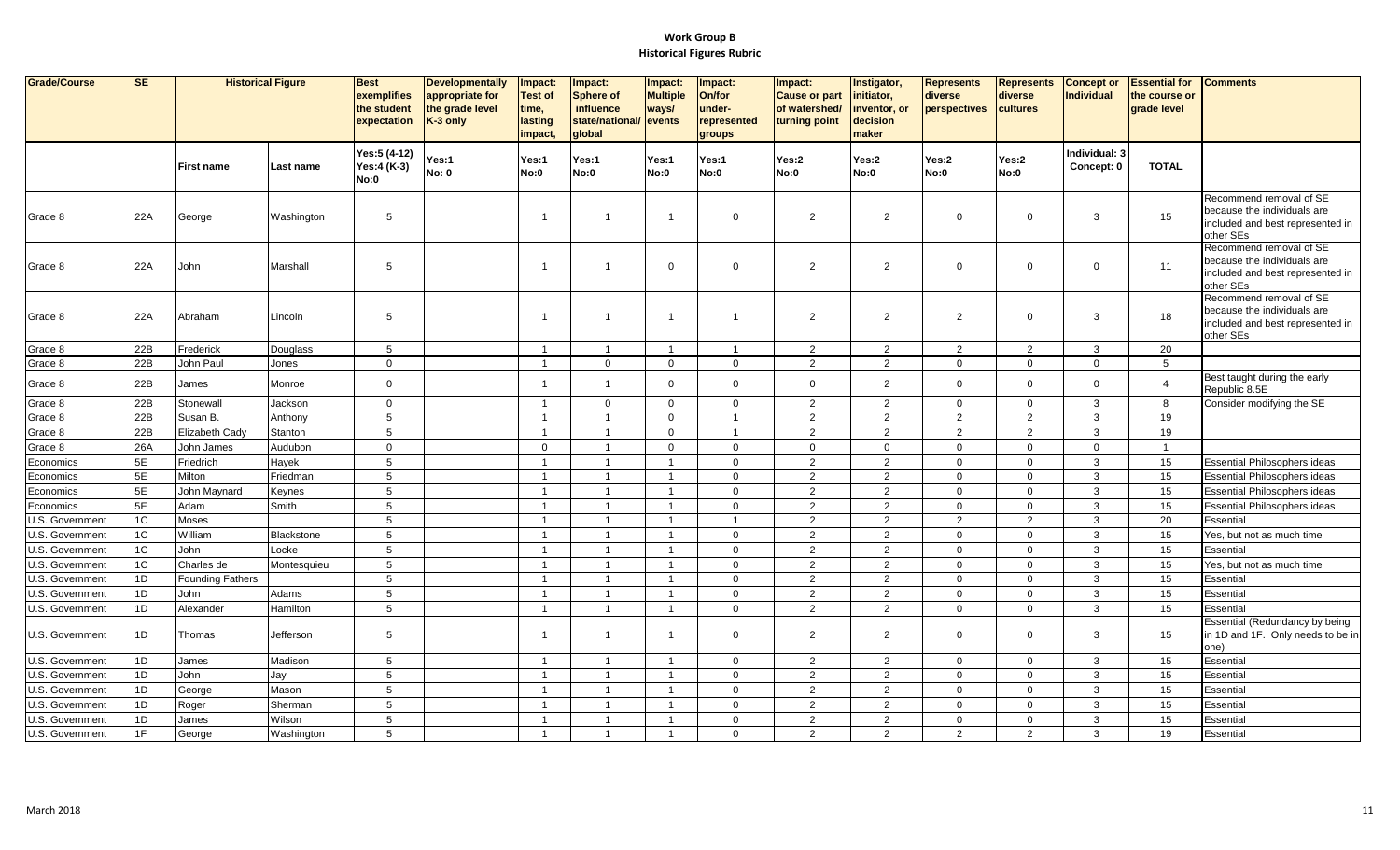# Work Group B
## Historical Figures Rubric

| Grade/Course | SE | Historical Figure | | Best exemplifies the student expectation | Developmentally appropriate for the grade level K-3 only | Impact: Test of time, lasting impact, | Impact: Sphere of influence state/national/ global | Impact: Multiple ways/ events | Impact: On/for under-represented groups | Impact: Cause or part of watershed/ turning point | Instigator, initiator, inventor, or decision maker | Represents diverse perspectives | Represents diverse cultures | Concept or Individual | Essential for the course or grade level | Comments |
|---|---|---|---|---|---|---|---|---|---|---|---|---|---|---|---|---|
| | | First name | Last name | Yes:5 (4-12) Yes:4 (K-3) No:0 | Yes:1 No: 0 | Yes:1 No:0 | Yes:1 No:0 | Yes:1 No:0 | Yes:1 No:0 | Yes:2 No:0 | Yes:2 No:0 | Yes:2 No:0 | Yes:2 No:0 | Individual: 3 Concept: 0 | TOTAL | |
| Grade 8 | 22A | George | Washington | 5 | | 1 | 1 | 1 | 0 | 2 | 2 | 0 | 0 | 3 | 15 | Recommend removal of SE because the individuals are included and best represented in other SEs |
| Grade 8 | 22A | John | Marshall | 5 | | 1 | 1 | 0 | 0 | 2 | 2 | 0 | 0 | 0 | 11 | Recommend removal of SE because the individuals are included and best represented in other SEs |
| Grade 8 | 22A | Abraham | Lincoln | 5 | | 1 | 1 | 1 | 1 | 2 | 2 | 2 | 0 | 3 | 18 | Recommend removal of SE because the individuals are included and best represented in other SEs |
| Grade 8 | 22B | Frederick | Douglass | 5 | | 1 | 1 | 1 | 1 | 2 | 2 | 2 | 2 | 3 | 20 | |
| Grade 8 | 22B | John Paul | Jones | 0 | | 1 | 0 | 0 | 0 | 2 | 2 | 0 | 0 | 0 | 5 | |
| Grade 8 | 22B | James | Monroe | 0 | | 1 | 1 | 0 | 0 | 0 | 2 | 0 | 0 | 0 | 4 | Best taught during the early Republic 8.5E |
| Grade 8 | 22B | Stonewall | Jackson | 0 | | 1 | 0 | 0 | 0 | 2 | 2 | 0 | 0 | 3 | 8 | Consider modifying the SE |
| Grade 8 | 22B | Susan B. | Anthony | 5 | | 1 | 1 | 0 | 1 | 2 | 2 | 2 | 2 | 3 | 19 | |
| Grade 8 | 22B | Elizabeth Cady | Stanton | 5 | | 1 | 1 | 0 | 1 | 2 | 2 | 2 | 2 | 3 | 19 | |
| Grade 8 | 26A | John James | Audubon | 0 | | 0 | 1 | 0 | 0 | 0 | 0 | 0 | 0 | 0 | 1 | |
| Economics | 5E | Friedrich | Hayek | 5 | | 1 | 1 | 1 | 0 | 2 | 2 | 0 | 0 | 3 | 15 | Essential Philosophers ideas |
| Economics | 5E | Milton | Friedman | 5 | | 1 | 1 | 1 | 0 | 2 | 2 | 0 | 0 | 3 | 15 | Essential Philosophers ideas |
| Economics | 5E | John Maynard | Keynes | 5 | | 1 | 1 | 1 | 0 | 2 | 2 | 0 | 0 | 3 | 15 | Essential Philosophers ideas |
| Economics | 5E | Adam | Smith | 5 | | 1 | 1 | 1 | 0 | 2 | 2 | 0 | 0 | 3 | 15 | Essential Philosophers ideas |
| U.S. Government | 1C | Moses | | 5 | | 1 | 1 | 1 | 1 | 2 | 2 | 2 | 2 | 3 | 20 | Essential |
| U.S. Government | 1C | William | Blackstone | 5 | | 1 | 1 | 1 | 0 | 2 | 2 | 0 | 0 | 3 | 15 | Yes, but not as much time |
| U.S. Government | 1C | John | Locke | 5 | | 1 | 1 | 1 | 0 | 2 | 2 | 0 | 0 | 3 | 15 | Essential |
| U.S. Government | 1C | Charles de | Montesquieu | 5 | | 1 | 1 | 1 | 0 | 2 | 2 | 0 | 0 | 3 | 15 | Yes, but not as much time |
| U.S. Government | 1D | Founding Fathers | | 5 | | 1 | 1 | 1 | 0 | 2 | 2 | 0 | 0 | 3 | 15 | Essential |
| U.S. Government | 1D | John | Adams | 5 | | 1 | 1 | 1 | 0 | 2 | 2 | 0 | 0 | 3 | 15 | Essential |
| U.S. Government | 1D | Alexander | Hamilton | 5 | | 1 | 1 | 1 | 0 | 2 | 2 | 0 | 0 | 3 | 15 | Essential |
| U.S. Government | 1D | Thomas | Jefferson | 5 | | 1 | 1 | 1 | 0 | 2 | 2 | 0 | 0 | 3 | 15 | Essential (Redundancy by being in 1D and 1F. Only needs to be in one) |
| U.S. Government | 1D | James | Madison | 5 | | 1 | 1 | 1 | 0 | 2 | 2 | 0 | 0 | 3 | 15 | Essential |
| U.S. Government | 1D | John | Jay | 5 | | 1 | 1 | 1 | 0 | 2 | 2 | 0 | 0 | 3 | 15 | Essential |
| U.S. Government | 1D | George | Mason | 5 | | 1 | 1 | 1 | 0 | 2 | 2 | 0 | 0 | 3 | 15 | Essential |
| U.S. Government | 1D | Roger | Sherman | 5 | | 1 | 1 | 1 | 0 | 2 | 2 | 0 | 0 | 3 | 15 | Essential |
| U.S. Government | 1D | James | Wilson | 5 | | 1 | 1 | 1 | 0 | 2 | 2 | 0 | 0 | 3 | 15 | Essential |
| U.S. Government | 1F | George | Washington | 5 | | 1 | 1 | 1 | 0 | 2 | 2 | 2 | 2 | 3 | 19 | Essential |

March 2018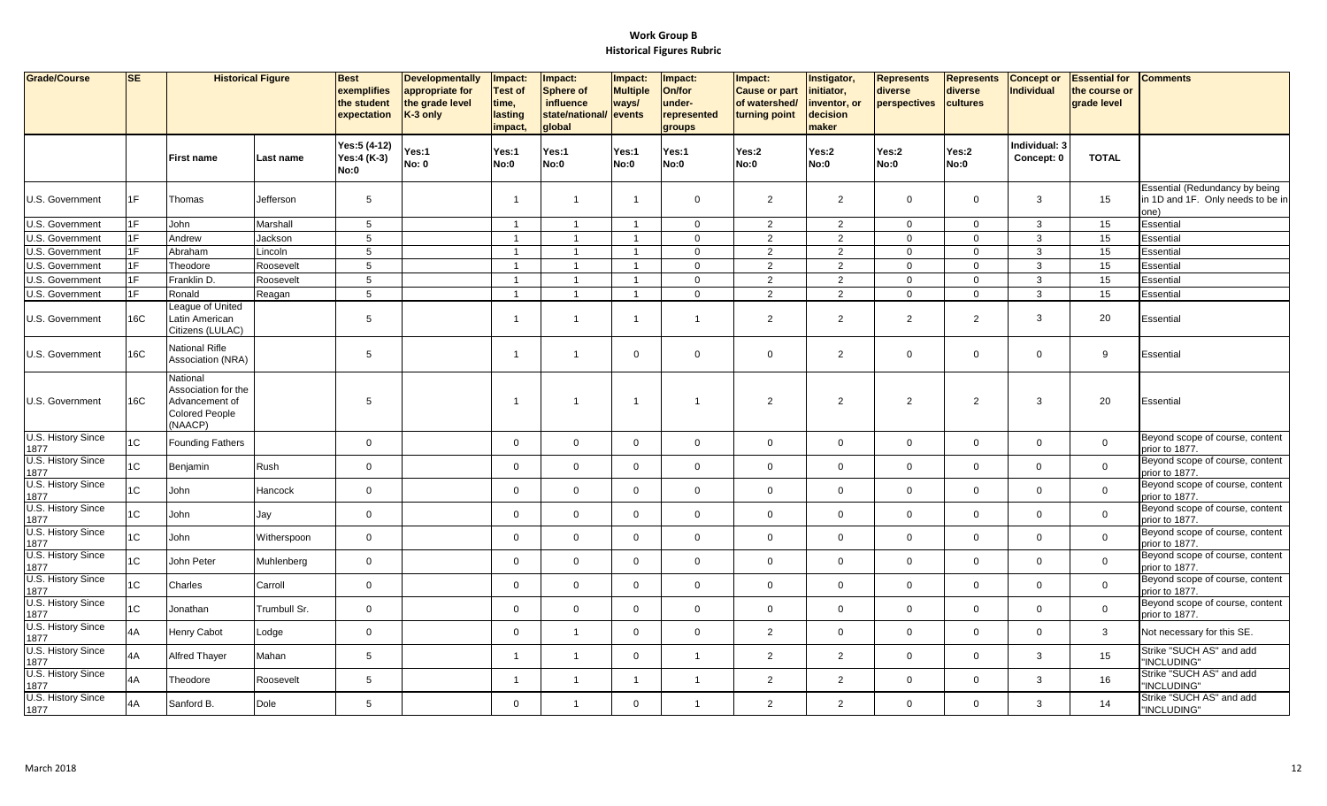# Work Group B
## Historical Figures Rubric

| Grade/Course | SE | Historical Figure | | Best exemplifies the student expectation | Developmentally appropriate for the grade level K-3 only | Impact: Test of time, lasting impact, | Impact: Sphere of influence state/national/ global | Impact: Multiple ways/ events | Impact: On/for under-represented groups | Impact: Cause or part of watershed/ turning point | Instigator, initiator, inventor, or decision maker | Represents diverse perspectives | Represents diverse cultures | Concept or Individual | Essential for the course or grade level | Comments |
|---|---|---|---|---|---|---|---|---|---|---|---|---|---|---|---|---|
| | | First name | Last name | Yes:5 (4-12) Yes:4 (K-3) No:0 | Yes:1 No: 0 | Yes:1 No:0 | Yes:1 No:0 | Yes:1 No:0 | Yes:1 No:0 | Yes:2 No:0 | Yes:2 No:0 | Yes:2 No:0 | Yes:2 No:0 | Individual: 3 Concept: 0 | TOTAL | |
| U.S. Government | 1F | Thomas | Jefferson | 5 | | 1 | 1 | 1 | 0 | 2 | 2 | 0 | 0 | 3 | 15 | Essential (Redundancy by being in 1D and 1F. Only needs to be in one) |
| U.S. Government | 1F | John | Marshall | 5 | | 1 | 1 | 1 | 0 | 2 | 2 | 0 | 0 | 3 | 15 | Essential |
| U.S. Government | 1F | Andrew | Jackson | 5 | | 1 | 1 | 1 | 0 | 2 | 2 | 0 | 0 | 3 | 15 | Essential |
| U.S. Government | 1F | Abraham | Lincoln | 5 | | 1 | 1 | 1 | 0 | 2 | 2 | 0 | 0 | 3 | 15 | Essential |
| U.S. Government | 1F | Theodore | Roosevelt | 5 | | 1 | 1 | 1 | 0 | 2 | 2 | 0 | 0 | 3 | 15 | Essential |
| U.S. Government | 1F | Franklin D. | Roosevelt | 5 | | 1 | 1 | 1 | 0 | 2 | 2 | 0 | 0 | 3 | 15 | Essential |
| U.S. Government | 1F | Ronald | Reagan | 5 | | 1 | 1 | 1 | 0 | 2 | 2 | 0 | 0 | 3 | 15 | Essential |
| U.S. Government | 16C | League of United Latin American Citizens (LULAC) | | 5 | | 1 | 1 | 1 | 1 | 2 | 2 | 2 | 2 | 3 | 20 | Essential |
| U.S. Government | 16C | National Rifle Association (NRA) | | 5 | | 1 | 1 | 0 | 0 | 0 | 2 | 0 | 0 | 0 | 9 | Essential |
| U.S. Government | 16C | National Association for the Advancement of Colored People (NAACP) | | 5 | | 1 | 1 | 1 | 1 | 2 | 2 | 2 | 2 | 3 | 20 | Essential |
| U.S. History Since 1877 | 1C | Founding Fathers | | 0 | | 0 | 0 | 0 | 0 | 0 | 0 | 0 | 0 | 0 | 0 | Beyond scope of course, content prior to 1877. |
| U.S. History Since 1877 | 1C | Benjamin | Rush | 0 | | 0 | 0 | 0 | 0 | 0 | 0 | 0 | 0 | 0 | 0 | Beyond scope of course, content prior to 1877. |
| U.S. History Since 1877 | 1C | John | Hancock | 0 | | 0 | 0 | 0 | 0 | 0 | 0 | 0 | 0 | 0 | 0 | Beyond scope of course, content prior to 1877. |
| U.S. History Since 1877 | 1C | John | Jay | 0 | | 0 | 0 | 0 | 0 | 0 | 0 | 0 | 0 | 0 | 0 | Beyond scope of course, content prior to 1877. |
| U.S. History Since 1877 | 1C | John | Witherspoon | 0 | | 0 | 0 | 0 | 0 | 0 | 0 | 0 | 0 | 0 | 0 | Beyond scope of course, content prior to 1877. |
| U.S. History Since 1877 | 1C | John Peter | Muhlenberg | 0 | | 0 | 0 | 0 | 0 | 0 | 0 | 0 | 0 | 0 | 0 | Beyond scope of course, content prior to 1877. |
| U.S. History Since 1877 | 1C | Charles | Carroll | 0 | | 0 | 0 | 0 | 0 | 0 | 0 | 0 | 0 | 0 | 0 | Beyond scope of course, content prior to 1877. |
| U.S. History Since 1877 | 1C | Jonathan | Trumbull Sr. | 0 | | 0 | 0 | 0 | 0 | 0 | 0 | 0 | 0 | 0 | 0 | Beyond scope of course, content prior to 1877. |
| U.S. History Since 1877 | 4A | Henry Cabot | Lodge | 0 | | 0 | 1 | 0 | 0 | 2 | 0 | 0 | 0 | 0 | 3 | Not necessary for this SE. |
| U.S. History Since 1877 | 4A | Alfred Thayer | Mahan | 5 | | 1 | 1 | 0 | 1 | 2 | 2 | 0 | 0 | 3 | 15 | Strike "SUCH AS" and add "INCLUDING" |
| U.S. History Since 1877 | 4A | Theodore | Roosevelt | 5 | | 1 | 1 | 1 | 1 | 2 | 2 | 0 | 0 | 3 | 16 | Strike "SUCH AS" and add "INCLUDING" |
| U.S. History Since 1877 | 4A | Sanford B. | Dole | 5 | | 0 | 1 | 0 | 1 | 2 | 2 | 0 | 0 | 3 | 14 | Strike "SUCH AS" and add "INCLUDING" |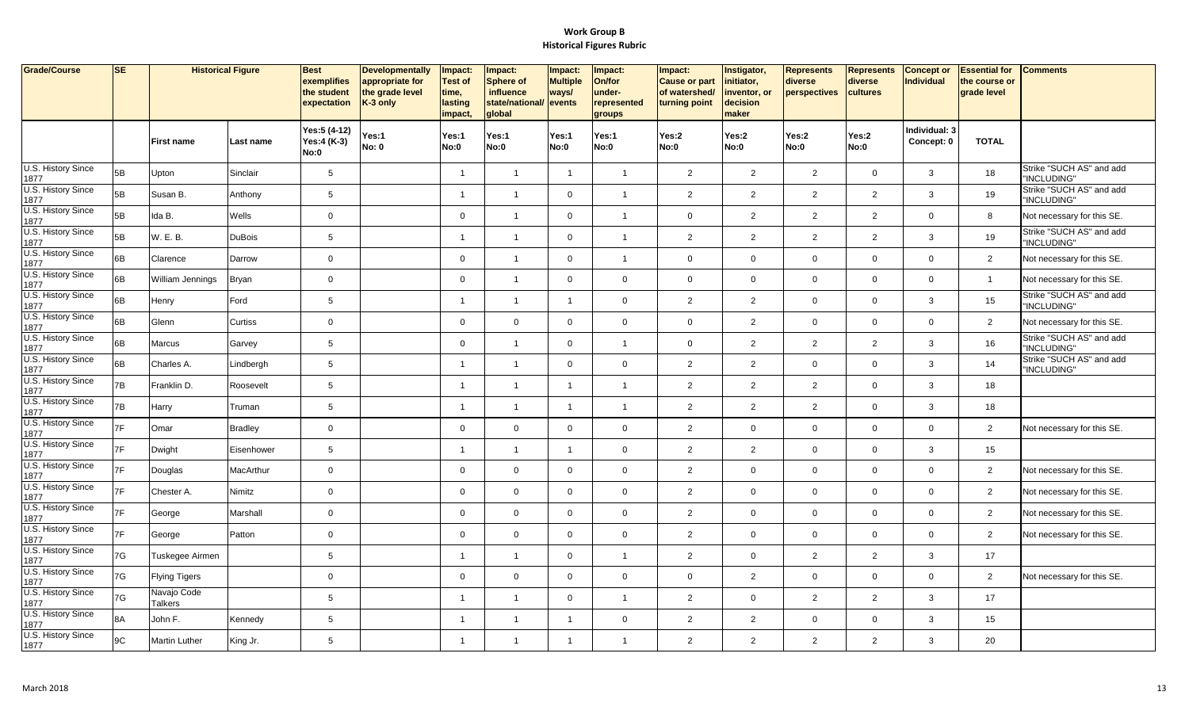# Work Group B
## Historical Figures Rubric

| Grade/Course | SE | Historical Figure | | Best exemplifies the student expectation | Developmentally appropriate for the grade level K-3 only | Impact: Test of time, lasting impact, | Impact: Sphere of influence state/national/global | Impact: Multiple ways/events | Impact: On/for under-represented groups | Impact: Cause or part of watershed/turning point | Instigator, initiator, inventor, or decision maker | Represents diverse perspectives | Represents diverse cultures | Concept or Individual | Essential for the course or grade level | Comments |
|---|---|---|---|---|---|---|---|---|---|---|---|---|---|---|---|---|
| | | First name | Last name | Yes:5 (4-12) Yes:4 (K-3) No:0 | Yes:1 No: 0 | Yes:1 No:0 | Yes:1 No:0 | Yes:1 No:0 | Yes:1 No:0 | Yes:2 No:0 | Yes:2 No:0 | Yes:2 No:0 | Yes:2 No:0 | Individual: 3 Concept: 0 | TOTAL | |
| U.S. History Since 1877 | 5B | Upton | Sinclair | 5 | | 1 | 1 | 1 | 1 | 2 | 2 | 2 | 0 | 3 | 18 | Strike "SUCH AS" and add "INCLUDING" |
| U.S. History Since 1877 | 5B | Susan B. | Anthony | 5 | | 1 | 1 | 0 | 1 | 2 | 2 | 2 | 2 | 3 | 19 | Strike "SUCH AS" and add "INCLUDING" |
| U.S. History Since 1877 | 5B | Ida B. | Wells | 0 | | 0 | 1 | 0 | 1 | 0 | 2 | 2 | 2 | 0 | 8 | Not necessary for this SE. |
| U.S. History Since 1877 | 5B | W. E. B. | DuBois | 5 | | 1 | 1 | 0 | 1 | 2 | 2 | 2 | 2 | 3 | 19 | Strike "SUCH AS" and add "INCLUDING" |
| U.S. History Since 1877 | 6B | Clarence | Darrow | 0 | | 0 | 1 | 0 | 1 | 0 | 0 | 0 | 0 | 0 | 2 | Not necessary for this SE. |
| U.S. History Since 1877 | 6B | William Jennings | Bryan | 0 | | 0 | 1 | 0 | 0 | 0 | 0 | 0 | 0 | 0 | 1 | Not necessary for this SE. |
| U.S. History Since 1877 | 6B | Henry | Ford | 5 | | 1 | 1 | 1 | 0 | 2 | 2 | 0 | 0 | 3 | 15 | Strike "SUCH AS" and add "INCLUDING" |
| U.S. History Since 1877 | 6B | Glenn | Curtiss | 0 | | 0 | 0 | 0 | 0 | 0 | 2 | 0 | 0 | 0 | 2 | Not necessary for this SE. |
| U.S. History Since 1877 | 6B | Marcus | Garvey | 5 | | 0 | 1 | 0 | 1 | 0 | 2 | 2 | 2 | 3 | 16 | Strike "SUCH AS" and add "INCLUDING" |
| U.S. History Since 1877 | 6B | Charles A. | Lindbergh | 5 | | 1 | 1 | 0 | 0 | 2 | 2 | 0 | 0 | 3 | 14 | Strike "SUCH AS" and add "INCLUDING" |
| U.S. History Since 1877 | 7B | Franklin D. | Roosevelt | 5 | | 1 | 1 | 1 | 1 | 2 | 2 | 2 | 0 | 3 | 18 | |
| U.S. History Since 1877 | 7B | Harry | Truman | 5 | | 1 | 1 | 1 | 1 | 2 | 2 | 2 | 0 | 3 | 18 | |
| U.S. History Since 1877 | 7F | Omar | Bradley | 0 | | 0 | 0 | 0 | 0 | 2 | 0 | 0 | 0 | 0 | 2 | Not necessary for this SE. |
| U.S. History Since 1877 | 7F | Dwight | Eisenhower | 5 | | 1 | 1 | 1 | 0 | 2 | 2 | 0 | 0 | 3 | 15 | |
| U.S. History Since 1877 | 7F | Douglas | MacArthur | 0 | | 0 | 0 | 0 | 0 | 2 | 0 | 0 | 0 | 0 | 2 | Not necessary for this SE. |
| U.S. History Since 1877 | 7F | Chester A. | Nimitz | 0 | | 0 | 0 | 0 | 0 | 2 | 0 | 0 | 0 | 0 | 2 | Not necessary for this SE. |
| U.S. History Since 1877 | 7F | George | Marshall | 0 | | 0 | 0 | 0 | 0 | 2 | 0 | 0 | 0 | 0 | 2 | Not necessary for this SE. |
| U.S. History Since 1877 | 7F | George | Patton | 0 | | 0 | 0 | 0 | 0 | 2 | 0 | 0 | 0 | 0 | 2 | Not necessary for this SE. |
| U.S. History Since 1877 | 7G | Tuskegee Airmen | | 5 | | 1 | 1 | 0 | 1 | 2 | 0 | 2 | 2 | 3 | 17 | |
| U.S. History Since 1877 | 7G | Flying Tigers | | 0 | | 0 | 0 | 0 | 0 | 0 | 2 | 0 | 0 | 0 | 2 | Not necessary for this SE. |
| U.S. History Since 1877 | 7G | Navajo Code Talkers | | 5 | | 1 | 1 | 0 | 1 | 2 | 0 | 2 | 2 | 3 | 17 | |
| U.S. History Since 1877 | 8A | John F. | Kennedy | 5 | | 1 | 1 | 1 | 0 | 2 | 2 | 0 | 0 | 3 | 15 | |
| U.S. History Since 1877 | 9C | Martin Luther | King Jr. | 5 | | 1 | 1 | 1 | 1 | 2 | 2 | 2 | 2 | 3 | 20 | |

March 2018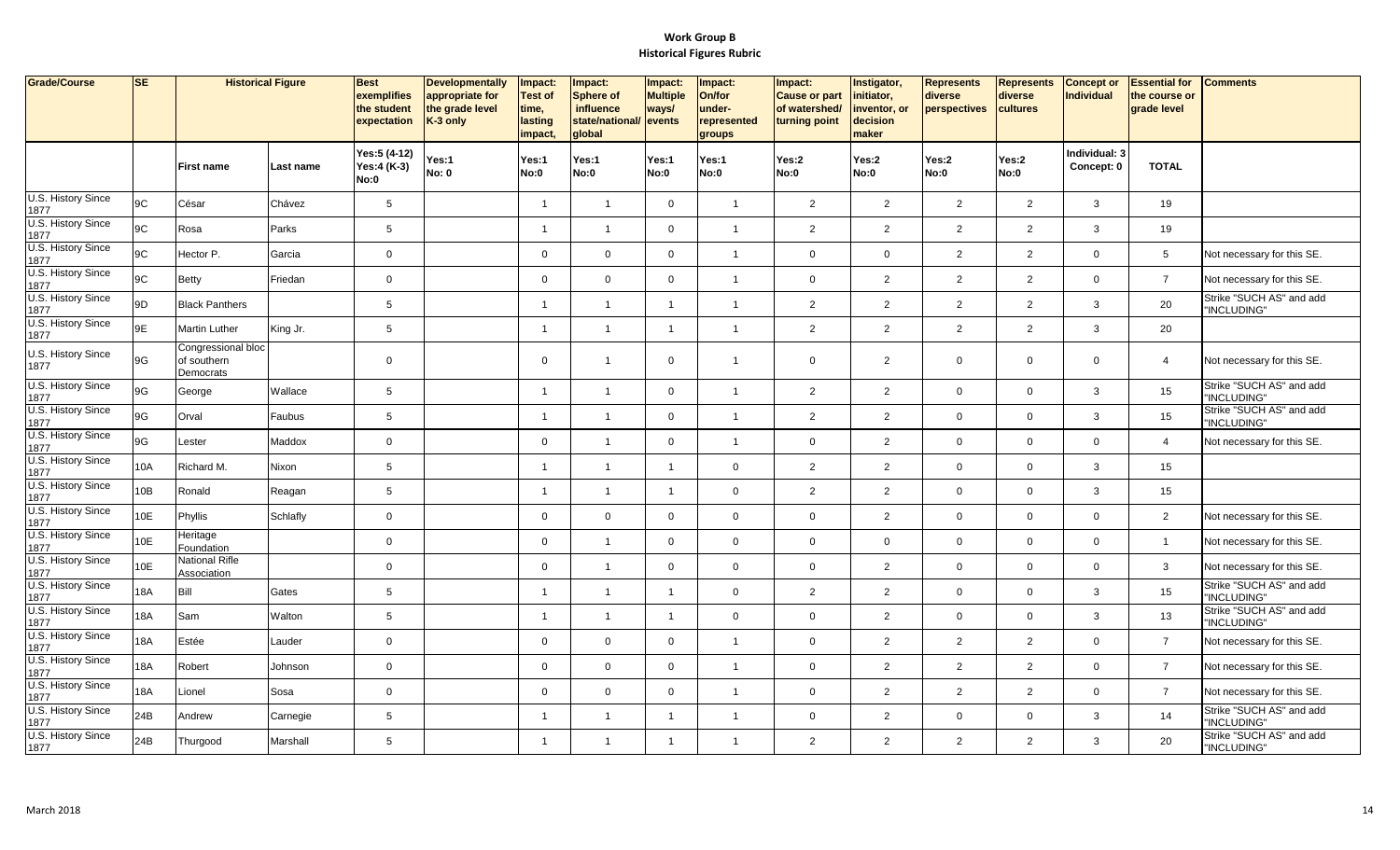# Work Group B

## Historical Figures Rubric

| Grade/Course | SE | Historical Figure | | Best exemplifies the student expectation | Developmentally appropriate for the grade level K-3 only | Impact: Test of time, lasting impact, | Impact: Sphere of influence state/national/ global | Impact: Multiple ways/ events | Impact: On/for under-represented groups | Impact: Cause or part of watershed/ turning point | Instigator, initiator, inventor, or decision maker | Represents diverse perspectives | Represents diverse cultures | Concept or Individual | Essential for the course or grade level | Comments |
|---|---|---|---|---|---|---|---|---|---|---|---|---|---|---|---|---|
| | | First name | Last name | Yes:5 (4-12) Yes:4 (K-3) No:0 | Yes:1 No: 0 | Yes:1 No:0 | Yes:1 No:0 | Yes:1 No:0 | Yes:1 No:0 | Yes:2 No:0 | Yes:2 No:0 | Yes:2 No:0 | Yes:2 No:0 | Individual: 3 Concept: 0 | TOTAL | |
| U.S. History Since 1877 | 9C | César | Chávez | 5 | | 1 | 1 | 0 | 1 | 2 | 2 | 2 | 2 | 3 | 19 | |
| U.S. History Since 1877 | 9C | Rosa | Parks | 5 | | 1 | 1 | 0 | 1 | 2 | 2 | 2 | 2 | 3 | 19 | |
| U.S. History Since 1877 | 9C | Hector P. | Garcia | 0 | | 0 | 0 | 0 | 1 | 0 | 0 | 2 | 2 | 0 | 5 | Not necessary for this SE. |
| U.S. History Since 1877 | 9C | Betty | Friedan | 0 | | 0 | 0 | 0 | 1 | 0 | 2 | 2 | 2 | 0 | 7 | Not necessary for this SE. |
| U.S. History Since 1877 | 9D | Black Panthers | | 5 | | 1 | 1 | 1 | 1 | 2 | 2 | 2 | 2 | 3 | 20 | Strike "SUCH AS" and add "INCLUDING" |
| U.S. History Since 1877 | 9E | Martin Luther | King Jr. | 5 | | 1 | 1 | 1 | 1 | 2 | 2 | 2 | 2 | 3 | 20 | |
| U.S. History Since 1877 | 9G | Congressional bloc of southern Democrats | | 0 | | 0 | 1 | 0 | 1 | 0 | 2 | 0 | 0 | 0 | 4 | Not necessary for this SE. |
| U.S. History Since 1877 | 9G | George | Wallace | 5 | | 1 | 1 | 0 | 1 | 2 | 2 | 0 | 0 | 3 | 15 | Strike "SUCH AS" and add "INCLUDING" |
| U.S. History Since 1877 | 9G | Orval | Faubus | 5 | | 1 | 1 | 0 | 1 | 2 | 2 | 0 | 0 | 3 | 15 | Strike "SUCH AS" and add "INCLUDING" |
| U.S. History Since 1877 | 9G | Lester | Maddox | 0 | | 0 | 1 | 0 | 1 | 0 | 2 | 0 | 0 | 0 | 4 | Not necessary for this SE. |
| U.S. History Since 1877 | 10A | Richard M. | Nixon | 5 | | 1 | 1 | 1 | 0 | 2 | 2 | 0 | 0 | 3 | 15 | |
| U.S. History Since 1877 | 10B | Ronald | Reagan | 5 | | 1 | 1 | 1 | 0 | 2 | 2 | 0 | 0 | 3 | 15 | |
| U.S. History Since 1877 | 10E | Phyllis | Schlafly | 0 | | 0 | 0 | 0 | 0 | 0 | 2 | 0 | 0 | 0 | 2 | Not necessary for this SE. |
| U.S. History Since 1877 | 10E | Heritage Foundation | | 0 | | 0 | 1 | 0 | 0 | 0 | 0 | 0 | 0 | 0 | 1 | Not necessary for this SE. |
| U.S. History Since 1877 | 10E | National Rifle Association | | 0 | | 0 | 1 | 0 | 0 | 0 | 2 | 0 | 0 | 0 | 3 | Not necessary for this SE. |
| U.S. History Since 1877 | 18A | Bill | Gates | 5 | | 1 | 1 | 1 | 0 | 2 | 2 | 0 | 0 | 3 | 15 | Strike "SUCH AS" and add "INCLUDING" |
| U.S. History Since 1877 | 18A | Sam | Walton | 5 | | 1 | 1 | 1 | 0 | 0 | 2 | 0 | 0 | 3 | 13 | Strike "SUCH AS" and add "INCLUDING" |
| U.S. History Since 1877 | 18A | Estée | Lauder | 0 | | 0 | 0 | 0 | 1 | 0 | 2 | 2 | 2 | 0 | 7 | Not necessary for this SE. |
| U.S. History Since 1877 | 18A | Robert | Johnson | 0 | | 0 | 0 | 0 | 1 | 0 | 2 | 2 | 2 | 0 | 7 | Not necessary for this SE. |
| U.S. History Since 1877 | 18A | Lionel | Sosa | 0 | | 0 | 0 | 0 | 1 | 0 | 2 | 2 | 2 | 0 | 7 | Not necessary for this SE. |
| U.S. History Since 1877 | 24B | Andrew | Carnegie | 5 | | 1 | 1 | 1 | 1 | 0 | 2 | 0 | 0 | 3 | 14 | Strike "SUCH AS" and add "INCLUDING" |
| U.S. History Since 1877 | 24B | Thurgood | Marshall | 5 | | 1 | 1 | 1 | 1 | 2 | 2 | 2 | 2 | 3 | 20 | Strike "SUCH AS" and add "INCLUDING" |

March 2018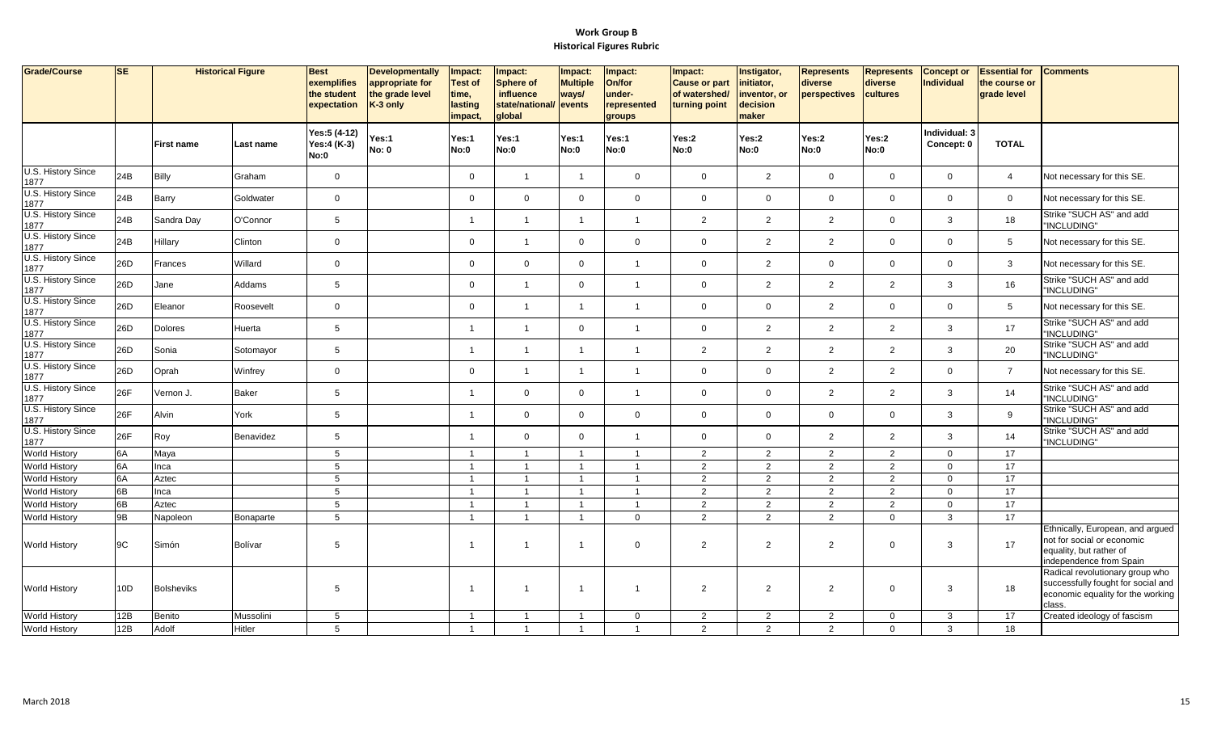# Work Group B
## Historical Figures Rubric

| Grade/Course | SE | Historical Figure | | Best exemplifies the student expectation | Developmentally appropriate for the grade level K-3 only | Impact: Test of time, lasting impact, | Impact: Sphere of influence state/national/ global | Impact: Multiple ways/ events | Impact: On/for under-represented groups | Impact: Cause or part of watershed/ turning point | Instigator, initiator, inventor, or decision maker | Represents diverse perspectives | Represents diverse cultures | Concept or Individual | Essential for the course or grade level | Comments |
|---|---|---|---|---|---|---|---|---|---|---|---|---|---|---|---|---|
| | | First name | Last name | Yes:5 (4-12) Yes:4 (K-3) No:0 | Yes:1 No: 0 | Yes:1 No:0 | Yes:1 No:0 | Yes:1 No:0 | Yes:1 No:0 | Yes:2 No:0 | Yes:2 No:0 | Yes:2 No:0 | Yes:2 No:0 | Individual: 3 Concept: 0 | TOTAL | |
| U.S. History Since 1877 | 24B | Billy | Graham | 0 | | 0 | 1 | 1 | 0 | 0 | 2 | 0 | 0 | 0 | 4 | Not necessary for this SE. |
| U.S. History Since 1877 | 24B | Barry | Goldwater | 0 | | 0 | 0 | 0 | 0 | 0 | 0 | 0 | 0 | 0 | 0 | Not necessary for this SE. |
| U.S. History Since 1877 | 24B | Sandra Day | O'Connor | 5 | | 1 | 1 | 1 | 1 | 2 | 2 | 2 | 0 | 3 | 18 | Strike "SUCH AS" and add "INCLUDING" |
| U.S. History Since 1877 | 24B | Hillary | Clinton | 0 | | 0 | 1 | 0 | 0 | 0 | 2 | 2 | 0 | 0 | 5 | Not necessary for this SE. |
| U.S. History Since 1877 | 26D | Frances | Willard | 0 | | 0 | 0 | 0 | 1 | 0 | 2 | 0 | 0 | 0 | 3 | Not necessary for this SE. |
| U.S. History Since 1877 | 26D | Jane | Addams | 5 | | 0 | 1 | 0 | 1 | 0 | 2 | 2 | 2 | 3 | 16 | Strike "SUCH AS" and add "INCLUDING" |
| U.S. History Since 1877 | 26D | Eleanor | Roosevelt | 0 | | 0 | 1 | 1 | 1 | 0 | 0 | 2 | 0 | 0 | 5 | Not necessary for this SE. |
| U.S. History Since 1877 | 26D | Dolores | Huerta | 5 | | 1 | 1 | 0 | 1 | 0 | 2 | 2 | 2 | 3 | 17 | Strike "SUCH AS" and add "INCLUDING" |
| U.S. History Since 1877 | 26D | Sonia | Sotomayor | 5 | | 1 | 1 | 1 | 1 | 2 | 2 | 2 | 2 | 3 | 20 | Strike "SUCH AS" and add "INCLUDING" |
| U.S. History Since 1877 | 26D | Oprah | Winfrey | 0 | | 0 | 1 | 1 | 1 | 0 | 0 | 2 | 2 | 0 | 7 | Not necessary for this SE. |
| U.S. History Since 1877 | 26F | Vernon J. | Baker | 5 | | 1 | 0 | 0 | 1 | 0 | 0 | 2 | 2 | 3 | 14 | Strike "SUCH AS" and add "INCLUDING" |
| U.S. History Since 1877 | 26F | Alvin | York | 5 | | 1 | 0 | 0 | 0 | 0 | 0 | 0 | 0 | 3 | 9 | Strike "SUCH AS" and add "INCLUDING" |
| U.S. History Since 1877 | 26F | Roy | Benavidez | 5 | | 1 | 0 | 0 | 1 | 0 | 0 | 2 | 2 | 3 | 14 | Strike "SUCH AS" and add "INCLUDING" |
| World History | 6A | Maya | | 5 | | 1 | 1 | 1 | 1 | 2 | 2 | 2 | 2 | 0 | 17 | |
| World History | 6A | Inca | | 5 | | 1 | 1 | 1 | 1 | 2 | 2 | 2 | 2 | 0 | 17 | |
| World History | 6A | Aztec | | 5 | | 1 | 1 | 1 | 1 | 2 | 2 | 2 | 2 | 0 | 17 | |
| World History | 6B | Inca | | 5 | | 1 | 1 | 1 | 1 | 2 | 2 | 2 | 2 | 0 | 17 | |
| World History | 6B | Aztec | | 5 | | 1 | 1 | 1 | 1 | 2 | 2 | 2 | 2 | 0 | 17 | |
| World History | 9B | Napoleon | Bonaparte | 5 | | 1 | 1 | 1 | 0 | 2 | 2 | 2 | 0 | 3 | 17 | |
| World History | 9C | Simón | Bolívar | 5 | | 1 | 1 | 1 | 0 | 2 | 2 | 2 | 0 | 3 | 17 | Ethnically, European, and argued not for social or economic equality, but rather of independence from Spain |
| World History | 10D | Bolsheviks | | 5 | | 1 | 1 | 1 | 1 | 2 | 2 | 2 | 0 | 3 | 18 | Radical revolutionary group who successfully fought for social and economic equality for the working class. |
| World History | 12B | Benito | Mussolini | 5 | | 1 | 1 | 1 | 0 | 2 | 2 | 2 | 0 | 3 | 17 | Created ideology of fascism |
| World History | 12B | Adolf | Hitler | 5 | | 1 | 1 | 1 | 1 | 2 | 2 | 2 | 0 | 3 | 18 | |

March 2018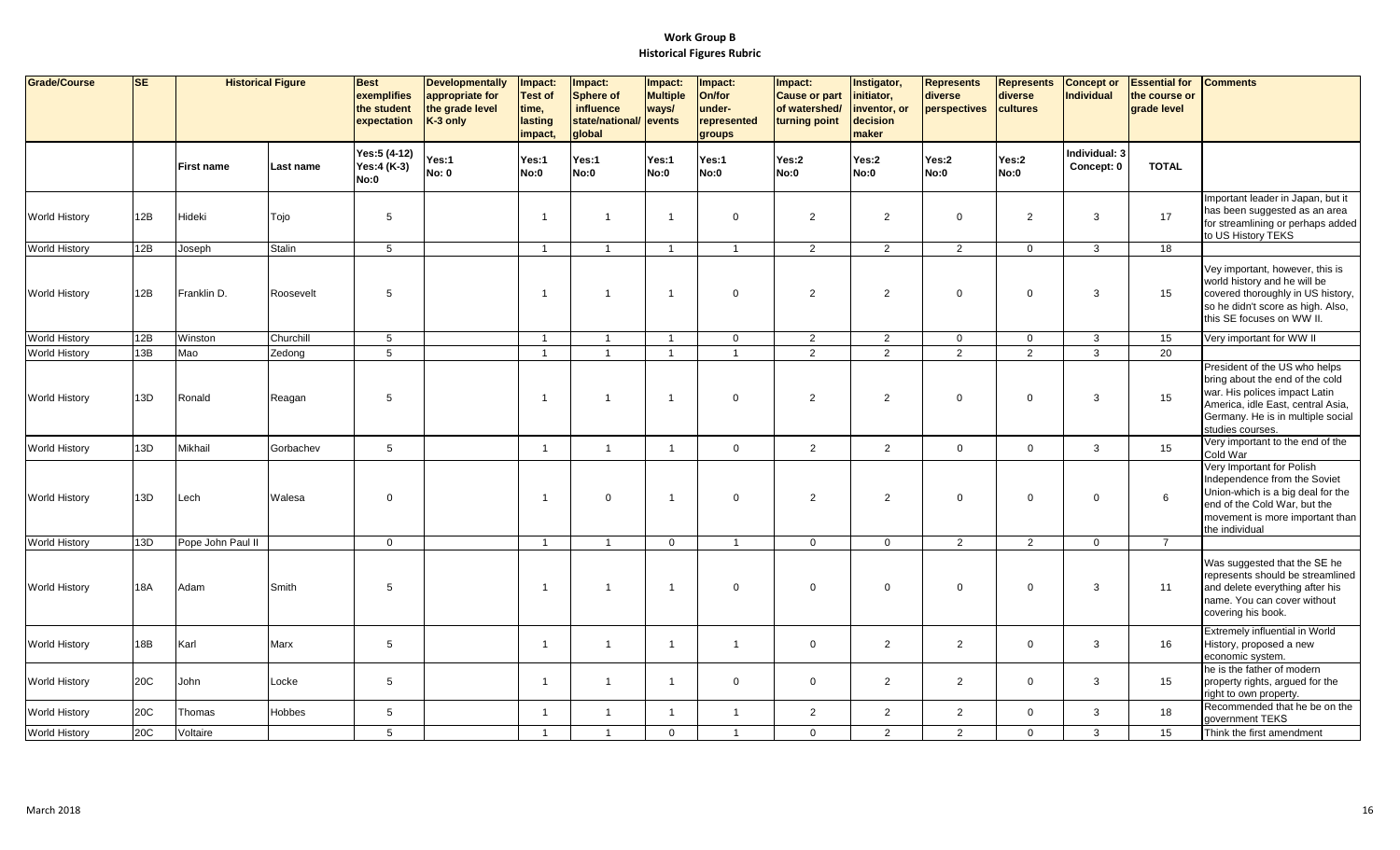# Work Group B
## Historical Figures Rubric

| Grade/Course | SE | Historical Figure | | Best exemplifies the student expectation | Developmentally appropriate for the grade level K-3 only | Impact: Test of time, lasting impact, | Impact: Sphere of influence state/national/ global | Impact: Multiple ways/ events | Impact: On/for under-represented groups | Impact: Cause or part of watershed/ turning point | Instigator, initiator, inventor, or decision maker | Represents diverse perspectives | Represents diverse cultures | Concept or Individual | Essential for the course or grade level | Comments |
|---|---|---|---|---|---|---|---|---|---|---|---|---|---|---|---|---|
| | | First name | Last name | Yes:5 (4-12) Yes:4 (K-3) No:0 | Yes:1 No: 0 | Yes:1 No:0 | Yes:1 No:0 | Yes:1 No:0 | Yes:1 No:0 | Yes:2 No:0 | Yes:2 No:0 | Yes:2 No:0 | Yes:2 No:0 | Individual: 3 Concept: 0 | TOTAL | |
| World History | 12B | Hideki | Tojo | 5 | | 1 | 1 | 1 | 0 | 2 | 2 | 0 | 2 | 3 | 17 | Important leader in Japan, but it has been suggested as an area for streamlining or perhaps added to US History TEKS |
| World History | 12B | Joseph | Stalin | 5 | | 1 | 1 | 1 | 1 | 2 | 2 | 2 | 0 | 3 | 18 | |
| World History | 12B | Franklin D. | Roosevelt | 5 | | 1 | 1 | 1 | 0 | 2 | 2 | 0 | 0 | 3 | 15 | Vey important, however, this is world history and he will be covered thoroughly in US history, so he didn't score as high. Also, this SE focuses on WW II. |
| World History | 12B | Winston | Churchill | 5 | | 1 | 1 | 1 | 0 | 2 | 2 | 0 | 0 | 3 | 15 | Very important for WW II |
| World History | 13B | Mao | Zedong | 5 | | 1 | 1 | 1 | 1 | 2 | 2 | 2 | 2 | 3 | 20 | |
| World History | 13D | Ronald | Reagan | 5 | | 1 | 1 | 1 | 0 | 2 | 2 | 0 | 0 | 3 | 15 | President of the US who helps bring about the end of the cold war. His polices impact Latin America, idle East, central Asia, Germany. He is in multiple social studies courses. |
| World History | 13D | Mikhail | Gorbachev | 5 | | 1 | 1 | 1 | 0 | 2 | 2 | 0 | 0 | 3 | 15 | Very important to the end of the Cold War |
| World History | 13D | Lech | Walesa | 0 | | 1 | 0 | 1 | 0 | 2 | 2 | 0 | 0 | 0 | 6 | Very Important for Polish Independence from the Soviet Union-which is a big deal for the end of the Cold War, but the movement is more important than the individual |
| World History | 13D | Pope John Paul II | | 0 | | 1 | 1 | 0 | 1 | 0 | 0 | 2 | 2 | 0 | 7 | |
| World History | 18A | Adam | Smith | 5 | | 1 | 1 | 1 | 0 | 0 | 0 | 0 | 0 | 3 | 11 | Was suggested that the SE he represents should be streamlined and delete everything after his name. You can cover without covering his book. |
| World History | 18B | Karl | Marx | 5 | | 1 | 1 | 1 | 1 | 0 | 2 | 2 | 0 | 3 | 16 | Extremely influential in World History, proposed a new economic system. |
| World History | 20C | John | Locke | 5 | | 1 | 1 | 1 | 0 | 0 | 2 | 2 | 0 | 3 | 15 | he is the father of modern property rights, argued for the right to own property. |
| World History | 20C | Thomas | Hobbes | 5 | | 1 | 1 | 1 | 1 | 2 | 2 | 2 | 0 | 3 | 18 | Recommended that he be on the government TEKS |
| World History | 20C | Voltaire | | 5 | | 1 | 1 | 0 | 1 | 0 | 2 | 2 | 0 | 3 | 15 | Think the first amendment |

March 2018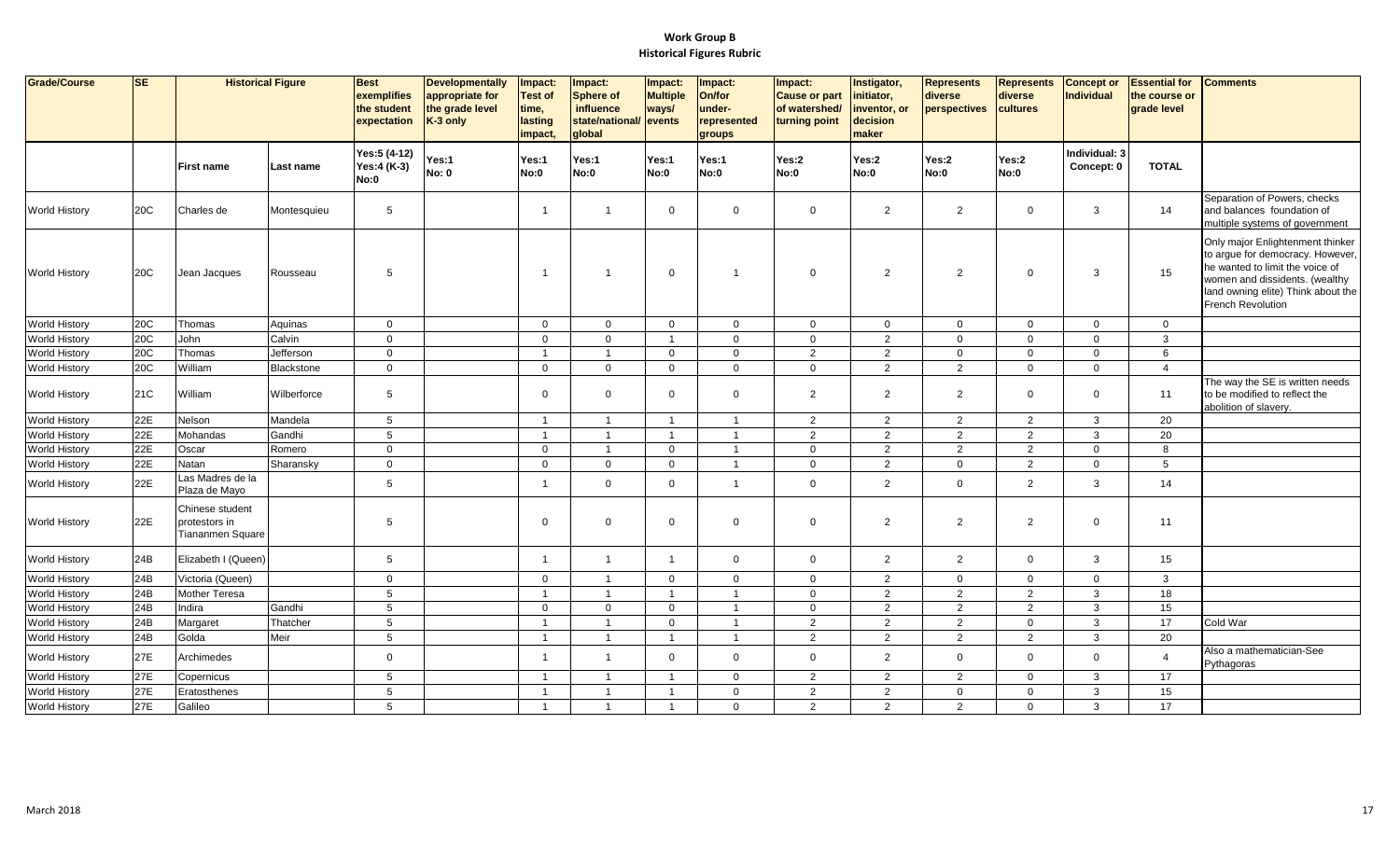# Work Group B
## Historical Figures Rubric

| Grade/Course | SE | Historical Figure | | Best exemplifies the student expectation | Developmentally appropriate for the grade level K-3 only | Impact: Test of time, lasting impact, | Impact: Sphere of influence state/national/ global | Impact: Multiple ways/ events | Impact: On/for under-represented groups | Impact: Cause or part of watershed/ turning point | Instigator, initiator, inventor, or decision maker | Represents diverse perspectives | Represents diverse cultures | Concept or Individual | Essential for the course or grade level | Comments |
|---|---|---|---|---|---|---|---|---|---|---|---|---|---|---|---|---|
| | | First name | Last name | Yes:5 (4-12) Yes:4 (K-3) No:0 | Yes:1 No: 0 | Yes:1 No:0 | Yes:1 No:0 | Yes:1 No:0 | Yes:1 No:0 | Yes:2 No:0 | Yes:2 No:0 | Yes:2 No:0 | Yes:2 No:0 | Individual: 3 Concept: 0 | TOTAL | |
| World History | 20C | Charles de | Montesquieu | 5 | | 1 | 1 | 0 | 0 | 0 | 2 | 2 | 0 | 3 | 14 | Separation of Powers, checks and balances foundation of multiple systems of government |
| World History | 20C | Jean Jacques | Rousseau | 5 | | 1 | 1 | 0 | 1 | 0 | 2 | 2 | 0 | 3 | 15 | Only major Enlightenment thinker to argue for democracy. However, he wanted to limit the voice of women and dissidents. (wealthy land owning elite) Think about the French Revolution |
| World History | 20C | Thomas | Aquinas | 0 | | 0 | 0 | 0 | 0 | 0 | 0 | 0 | 0 | 0 | 0 | |
| World History | 20C | John | Calvin | 0 | | 0 | 0 | 1 | 0 | 0 | 2 | 0 | 0 | 0 | 3 | |
| World History | 20C | Thomas | Jefferson | 0 | | 1 | 1 | 0 | 0 | 2 | 2 | 0 | 0 | 0 | 6 | |
| World History | 20C | William | Blackstone | 0 | | 0 | 0 | 0 | 0 | 0 | 2 | 2 | 0 | 0 | 4 | |
| World History | 21C | William | Wilberforce | 5 | | 0 | 0 | 0 | 0 | 2 | 2 | 2 | 0 | 0 | 11 | The way the SE is written needs to be modified to reflect the abolition of slavery. |
| World History | 22E | Nelson | Mandela | 5 | | 1 | 1 | 1 | 1 | 2 | 2 | 2 | 2 | 3 | 20 | |
| World History | 22E | Mohandas | Gandhi | 5 | | 1 | 1 | 1 | 1 | 2 | 2 | 2 | 2 | 3 | 20 | |
| World History | 22E | Oscar | Romero | 0 | | 0 | 1 | 0 | 1 | 0 | 2 | 2 | 2 | 0 | 8 | |
| World History | 22E | Natan | Sharansky | 0 | | 0 | 0 | 0 | 1 | 0 | 2 | 0 | 2 | 0 | 5 | |
| World History | 22E | Las Madres de la Plaza de Mayo | | 5 | | 1 | 0 | 0 | 1 | 0 | 2 | 0 | 2 | 3 | 14 | |
| World History | 22E | Chinese student protestors in Tiananmen Square | | 5 | | 0 | 0 | 0 | 0 | 0 | 2 | 2 | 2 | 0 | 11 | |
| World History | 24B | Elizabeth I (Queen) | | 5 | | 1 | 1 | 1 | 0 | 0 | 2 | 2 | 0 | 3 | 15 | |
| World History | 24B | Victoria (Queen) | | 0 | | 0 | 1 | 0 | 0 | 0 | 2 | 0 | 0 | 0 | 3 | |
| World History | 24B | Mother Teresa | | 5 | | 1 | 1 | 1 | 1 | 0 | 2 | 2 | 2 | 3 | 18 | |
| World History | 24B | Indira | Gandhi | 5 | | 0 | 0 | 0 | 1 | 0 | 2 | 2 | 2 | 3 | 15 | |
| World History | 24B | Margaret | Thatcher | 5 | | 1 | 1 | 0 | 1 | 2 | 2 | 2 | 0 | 3 | 17 | Cold War |
| World History | 24B | Golda | Meir | 5 | | 1 | 1 | 1 | 1 | 2 | 2 | 2 | 2 | 3 | 20 | |
| World History | 27E | Archimedes | | 0 | | 1 | 1 | 0 | 0 | 0 | 2 | 0 | 0 | 0 | 4 | Also a mathematician-See Pythagoras |
| World History | 27E | Copernicus | | 5 | | 1 | 1 | 1 | 0 | 2 | 2 | 2 | 0 | 3 | 17 | |
| World History | 27E | Eratosthenes | | 5 | | 1 | 1 | 1 | 0 | 2 | 2 | 0 | 0 | 3 | 15 | |
| World History | 27E | Galileo | | 5 | | 1 | 1 | 1 | 0 | 2 | 2 | 2 | 0 | 3 | 17 | |

March 2018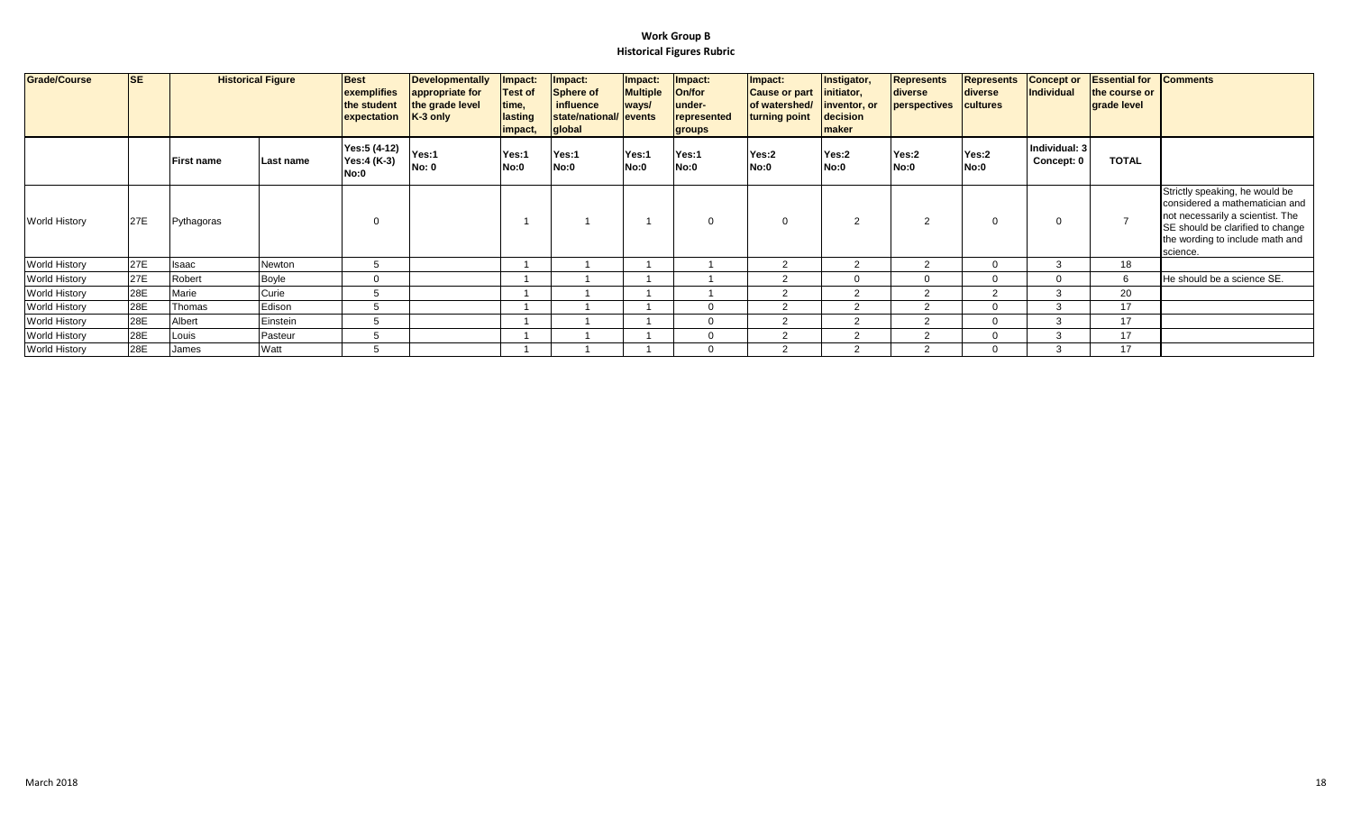**Work Group B**
**Historical Figures Rubric**

| Grade/Course | SE | Historical Figure | | Best exemplifies the student expectation | Developmentally appropriate for the grade level K-3 only | Impact: Test of time, lasting impact, | Impact: Sphere of influence state/national/ global | Impact: Multiple ways/ events | Impact: On/for under-represented groups | Impact: Cause or part of watershed/ turning point | Instigator, initiator, inventor, or decision maker | Represents diverse perspectives | Represents diverse cultures | Concept or Individual | Essential for the course or grade level | Comments |
|---|---|---|---|---|---|---|---|---|---|---|---|---|---|---|---|---|
| | | First name | Last name | Yes:5 (4-12) Yes:4 (K-3) No:0 | Yes:1 No: 0 | Yes:1 No:0 | Yes:1 No:0 | Yes:1 No:0 | Yes:1 No:0 | Yes:2 No:0 | Yes:2 No:0 | Yes:2 No:0 | Yes:2 No:0 | Individual: 3 Concept: 0 | TOTAL | |
| World History | 27E | Pythagoras | | 0 | | 1 | 1 | 1 | 0 | 0 | 2 | 2 | 0 | 0 | 7 | Strictly speaking, he would be considered a mathematician and not necessarily a scientist. The SE should be clarified to change the wording to include math and science. |
| World History | 27E | Isaac | Newton | 5 | | 1 | 1 | 1 | 1 | 2 | 2 | 2 | 0 | 3 | 18 | |
| World History | 27E | Robert | Boyle | 0 | | 1 | 1 | 1 | 1 | 2 | 0 | 0 | 0 | 0 | 6 | He should be a science SE. |
| World History | 28E | Marie | Curie | 5 | | 1 | 1 | 1 | 1 | 2 | 2 | 2 | 2 | 3 | 20 | |
| World History | 28E | Thomas | Edison | 5 | | 1 | 1 | 1 | 0 | 2 | 2 | 2 | 0 | 3 | 17 | |
| World History | 28E | Albert | Einstein | 5 | | 1 | 1 | 1 | 0 | 2 | 2 | 2 | 0 | 3 | 17 | |
| World History | 28E | Louis | Pasteur | 5 | | 1 | 1 | 1 | 0 | 2 | 2 | 2 | 0 | 3 | 17 | |
| World History | 28E | James | Watt | 5 | | 1 | 1 | 1 | 0 | 2 | 2 | 2 | 0 | 3 | 17 | |

March 2018